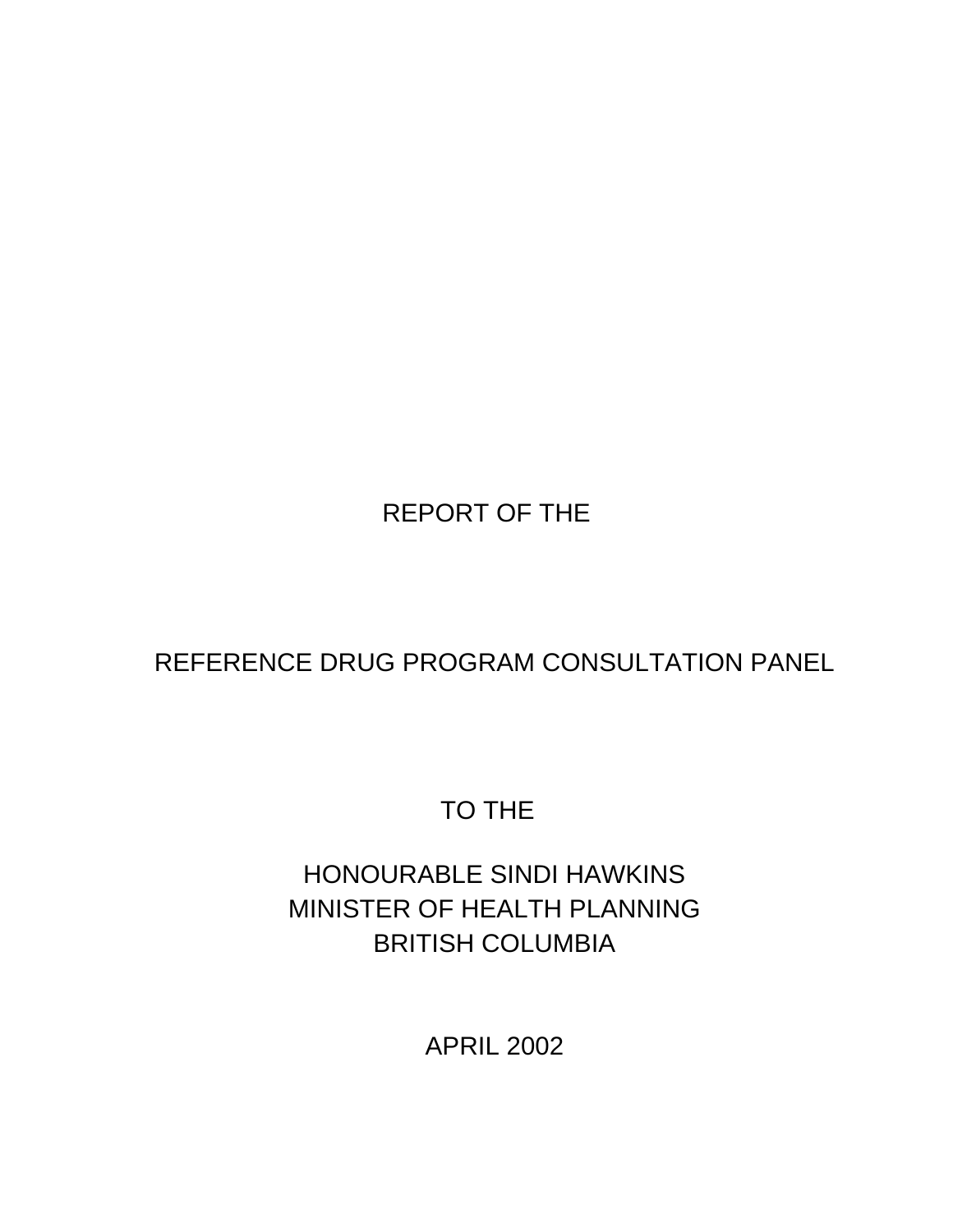REPORT OF THE

# REFERENCE DRUG PROGRAM CONSULTATION PANEL

TO THE

HONOURABLE SINDI HAWKINS
MINISTER OF HEALTH PLANNING
BRITISH COLUMBIA

APRIL 2002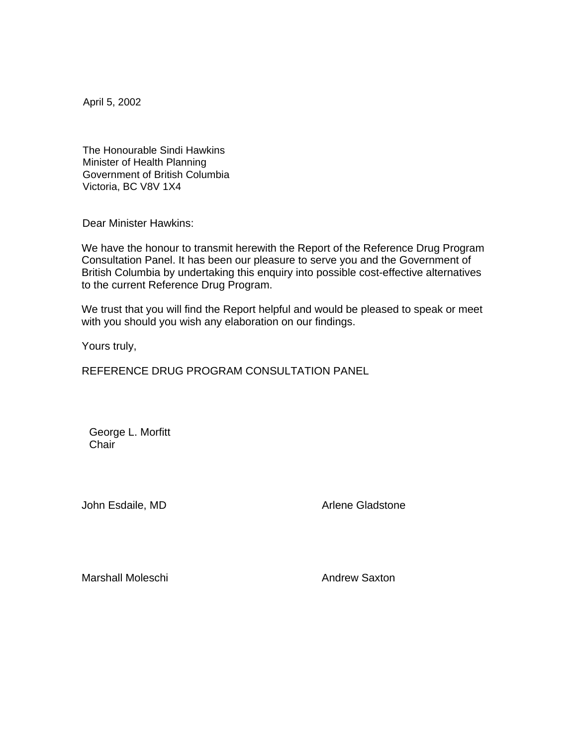April 5, 2002

The Honourable Sindi Hawkins
Minister of Health Planning
Government of British Columbia
Victoria, BC V8V 1X4

Dear Minister Hawkins:

We have the honour to transmit herewith the Report of the Reference Drug Program Consultation Panel. It has been our pleasure to serve you and the Government of British Columbia by undertaking this enquiry into possible cost-effective alternatives to the current Reference Drug Program.

We trust that you will find the Report helpful and would be pleased to speak or meet with you should you wish any elaboration on our findings.

Yours truly,

REFERENCE DRUG PROGRAM CONSULTATION PANEL

George L. Morfitt
Chair

John Esdaile, MD

Arlene Gladstone

Marshall Moleschi

Andrew Saxton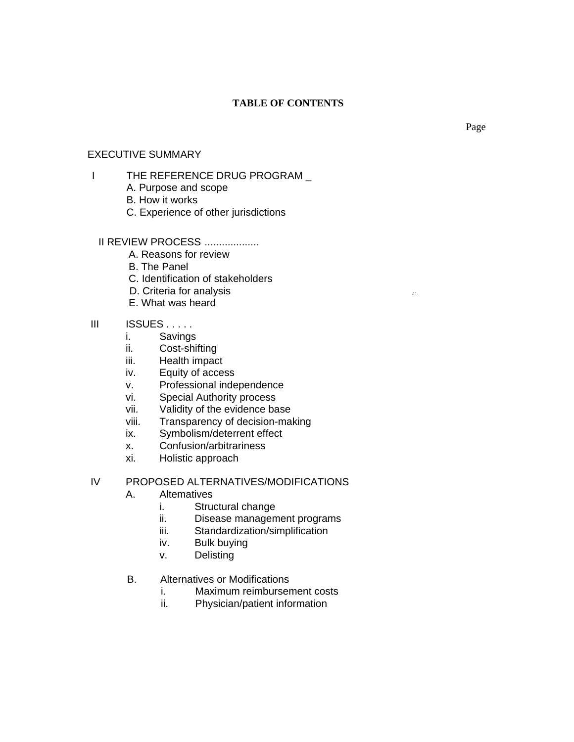# TABLE OF CONTENTS

Page

EXECUTIVE SUMMARY

I THE REFERENCE DRUG PROGRAM _

- A. Purpose and scope
- B. How it works
- C. Experience of other jurisdictions

II REVIEW PROCESS ..................

- A. Reasons for review
- B. The Panel
- C. Identification of stakeholders
- D. Criteria for analysis
- E. What was heard

III ISSUES . . . . .

- i. Savings
- ii. Cost-shifting
- iii. Health impact
- iv. Equity of access
- v. Professional independence
- vi. Special Authority process
- vii. Validity of the evidence base
- viii. Transparency of decision-making
- ix. Symbolism/deterrent effect
- x. Confusion/arbitrariness
- xi. Holistic approach

IV PROPOSED ALTERNATIVES/MODIFICATIONS

- A. Altematives
  - i. Structural change
  - ii. Disease management programs
  - iii. Standardization/simplification
  - iv. Bulk buying
  - v. Delisting
- B. Alternatives or Modifications
  - i. Maximum reimbursement costs
  - ii. Physician/patient information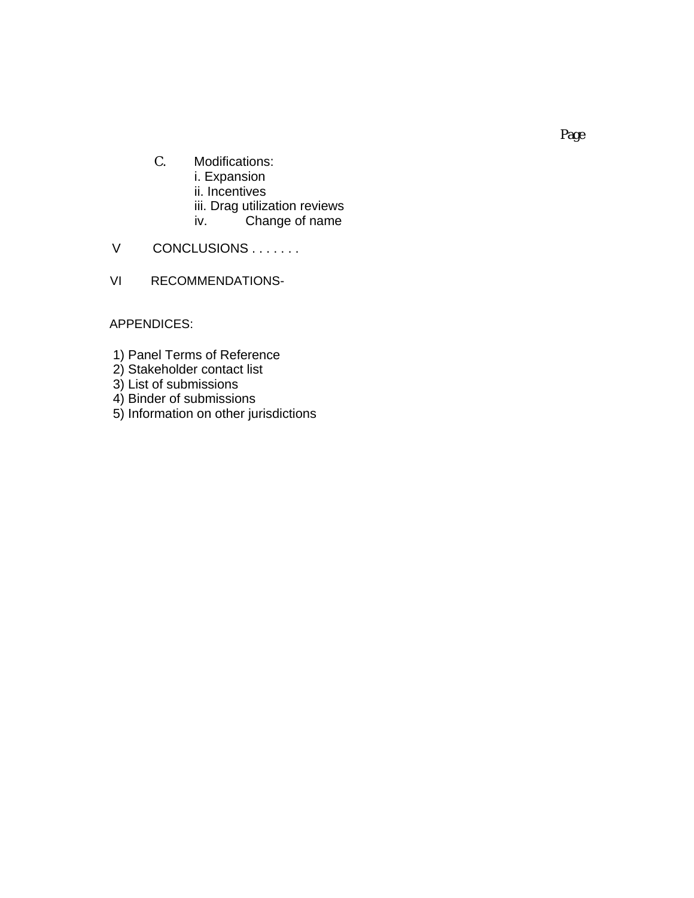Page

C. Modifications:
   i. Expansion
   ii. Incentives
   iii. Drag utilization reviews
   iv. Change of name

V CONCLUSIONS . . . . . . .

VI RECOMMENDATIONS-

APPENDICES:

1) Panel Terms of Reference
2) Stakeholder contact list
3) List of submissions
4) Binder of submissions
5) Information on other jurisdictions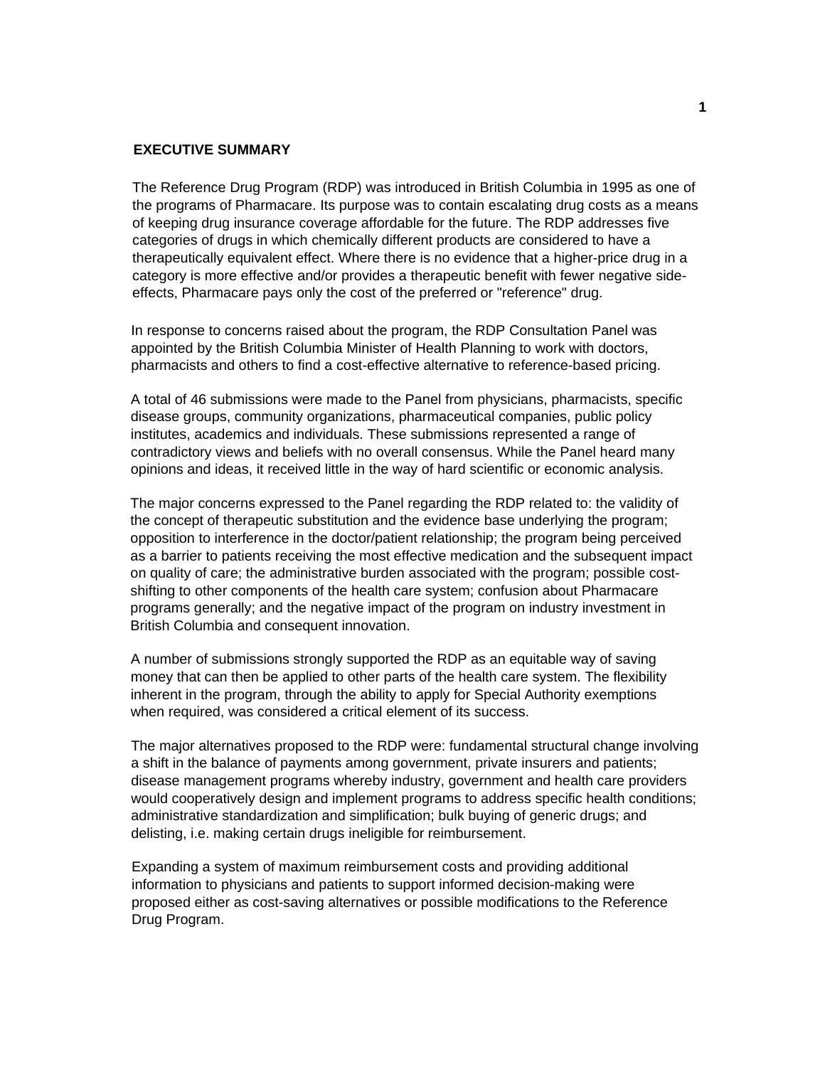## EXECUTIVE SUMMARY

The Reference Drug Program (RDP) was introduced in British Columbia in 1995 as one of the programs of Pharmacare. Its purpose was to contain escalating drug costs as a means of keeping drug insurance coverage affordable for the future. The RDP addresses five categories of drugs in which chemically different products are considered to have a therapeutically equivalent effect. Where there is no evidence that a higher-price drug in a category is more effective and/or provides a therapeutic benefit with fewer negative side-effects, Pharmacare pays only the cost of the preferred or "reference" drug.

In response to concerns raised about the program, the RDP Consultation Panel was appointed by the British Columbia Minister of Health Planning to work with doctors, pharmacists and others to find a cost-effective alternative to reference-based pricing.

A total of 46 submissions were made to the Panel from physicians, pharmacists, specific disease groups, community organizations, pharmaceutical companies, public policy institutes, academics and individuals. These submissions represented a range of contradictory views and beliefs with no overall consensus. While the Panel heard many opinions and ideas, it received little in the way of hard scientific or economic analysis.

The major concerns expressed to the Panel regarding the RDP related to: the validity of the concept of therapeutic substitution and the evidence base underlying the program; opposition to interference in the doctor/patient relationship; the program being perceived as a barrier to patients receiving the most effective medication and the subsequent impact on quality of care; the administrative burden associated with the program; possible cost-shifting to other components of the health care system; confusion about Pharmacare programs generally; and the negative impact of the program on industry investment in British Columbia and consequent innovation.

A number of submissions strongly supported the RDP as an equitable way of saving money that can then be applied to other parts of the health care system. The flexibility inherent in the program, through the ability to apply for Special Authority exemptions when required, was considered a critical element of its success.

The major alternatives proposed to the RDP were: fundamental structural change involving a shift in the balance of payments among government, private insurers and patients; disease management programs whereby industry, government and health care providers would cooperatively design and implement programs to address specific health conditions; administrative standardization and simplification; bulk buying of generic drugs; and delisting, i.e. making certain drugs ineligible for reimbursement.

Expanding a system of maximum reimbursement costs and providing additional information to physicians and patients to support informed decision-making were proposed either as cost-saving alternatives or possible modifications to the Reference Drug Program.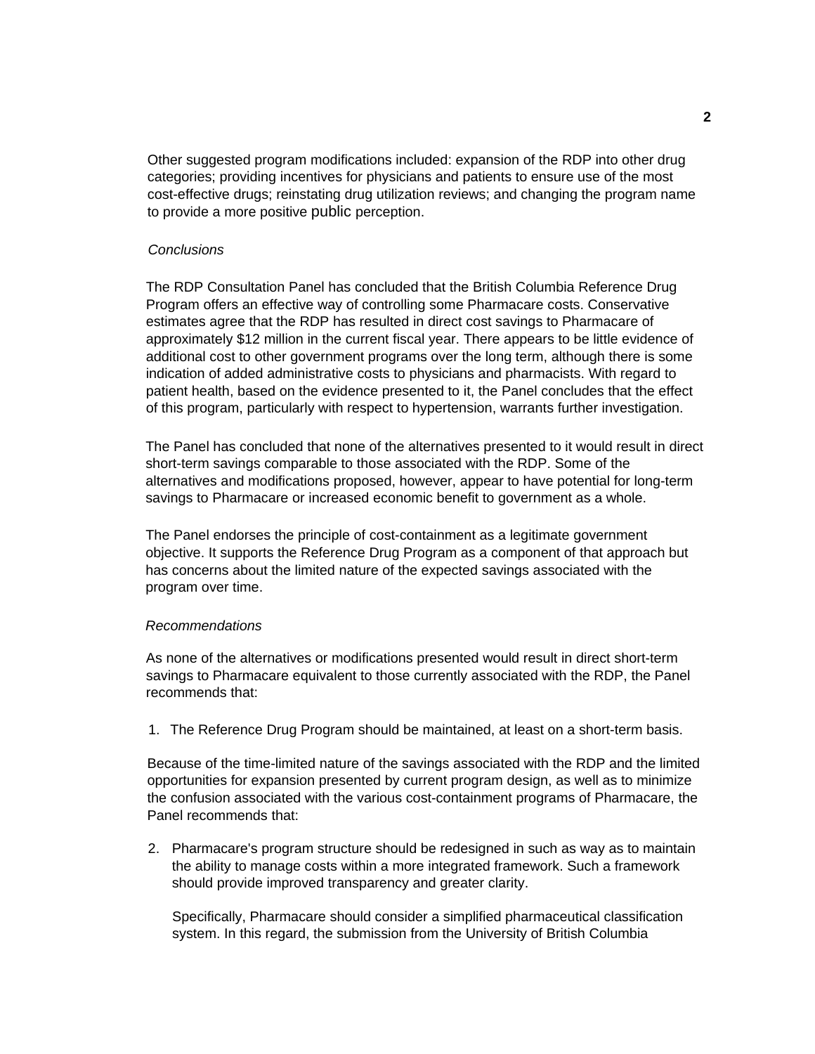Other suggested program modifications included: expansion of the RDP into other drug categories; providing incentives for physicians and patients to ensure use of the most cost-effective drugs; reinstating drug utilization reviews; and changing the program name to provide a more positive public perception.

*Conclusions*

The RDP Consultation Panel has concluded that the British Columbia Reference Drug Program offers an effective way of controlling some Pharmacare costs. Conservative estimates agree that the RDP has resulted in direct cost savings to Pharmacare of approximately $12 million in the current fiscal year. There appears to be little evidence of additional cost to other government programs over the long term, although there is some indication of added administrative costs to physicians and pharmacists. With regard to patient health, based on the evidence presented to it, the Panel concludes that the effect of this program, particularly with respect to hypertension, warrants further investigation.

The Panel has concluded that none of the alternatives presented to it would result in direct short-term savings comparable to those associated with the RDP. Some of the alternatives and modifications proposed, however, appear to have potential for long-term savings to Pharmacare or increased economic benefit to government as a whole.

The Panel endorses the principle of cost-containment as a legitimate government objective. It supports the Reference Drug Program as a component of that approach but has concerns about the limited nature of the expected savings associated with the program over time.

*Recommendations*

As none of the alternatives or modifications presented would result in direct short-term savings to Pharmacare equivalent to those currently associated with the RDP, the Panel recommends that:

1. The Reference Drug Program should be maintained, at least on a short-term basis.

Because of the time-limited nature of the savings associated with the RDP and the limited opportunities for expansion presented by current program design, as well as to minimize the confusion associated with the various cost-containment programs of Pharmacare, the Panel recommends that:

2. Pharmacare's program structure should be redesigned in such as way as to maintain the ability to manage costs within a more integrated framework. Such a framework should provide improved transparency and greater clarity.

   Specifically, Pharmacare should consider a simplified pharmaceutical classification system. In this regard, the submission from the University of British Columbia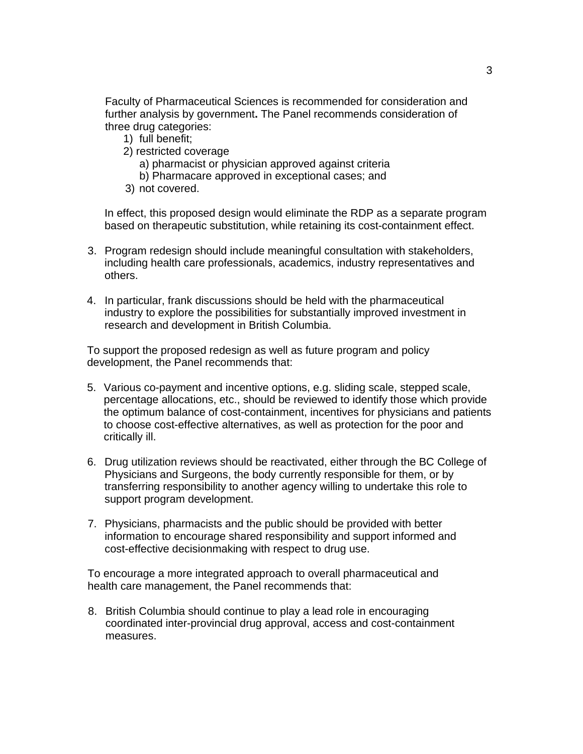Faculty of Pharmaceutical Sciences is recommended for consideration and further analysis by government**.** The Panel recommends consideration of three drug categories:

1) full benefit;
2) restricted coverage
   a) pharmacist or physician approved against criteria
   b) Pharmacare approved in exceptional cases; and
3) not covered.

In effect, this proposed design would eliminate the RDP as a separate program based on therapeutic substitution, while retaining its cost-containment effect.

3. Program redesign should include meaningful consultation with stakeholders, including health care professionals, academics, industry representatives and others.

4. In particular, frank discussions should be held with the pharmaceutical industry to explore the possibilities for substantially improved investment in research and development in British Columbia.

To support the proposed redesign as well as future program and policy development, the Panel recommends that:

5. Various co-payment and incentive options, e.g. sliding scale, stepped scale, percentage allocations, etc., should be reviewed to identify those which provide the optimum balance of cost-containment, incentives for physicians and patients to choose cost-effective alternatives, as well as protection for the poor and critically ill.

6. Drug utilization reviews should be reactivated, either through the BC College of Physicians and Surgeons, the body currently responsible for them, or by transferring responsibility to another agency willing to undertake this role to support program development.

7. Physicians, pharmacists and the public should be provided with better information to encourage shared responsibility and support informed and cost-effective decisionmaking with respect to drug use.

To encourage a more integrated approach to overall pharmaceutical and health care management, the Panel recommends that:

8. British Columbia should continue to play a lead role in encouraging coordinated inter-provincial drug approval, access and cost-containment measures.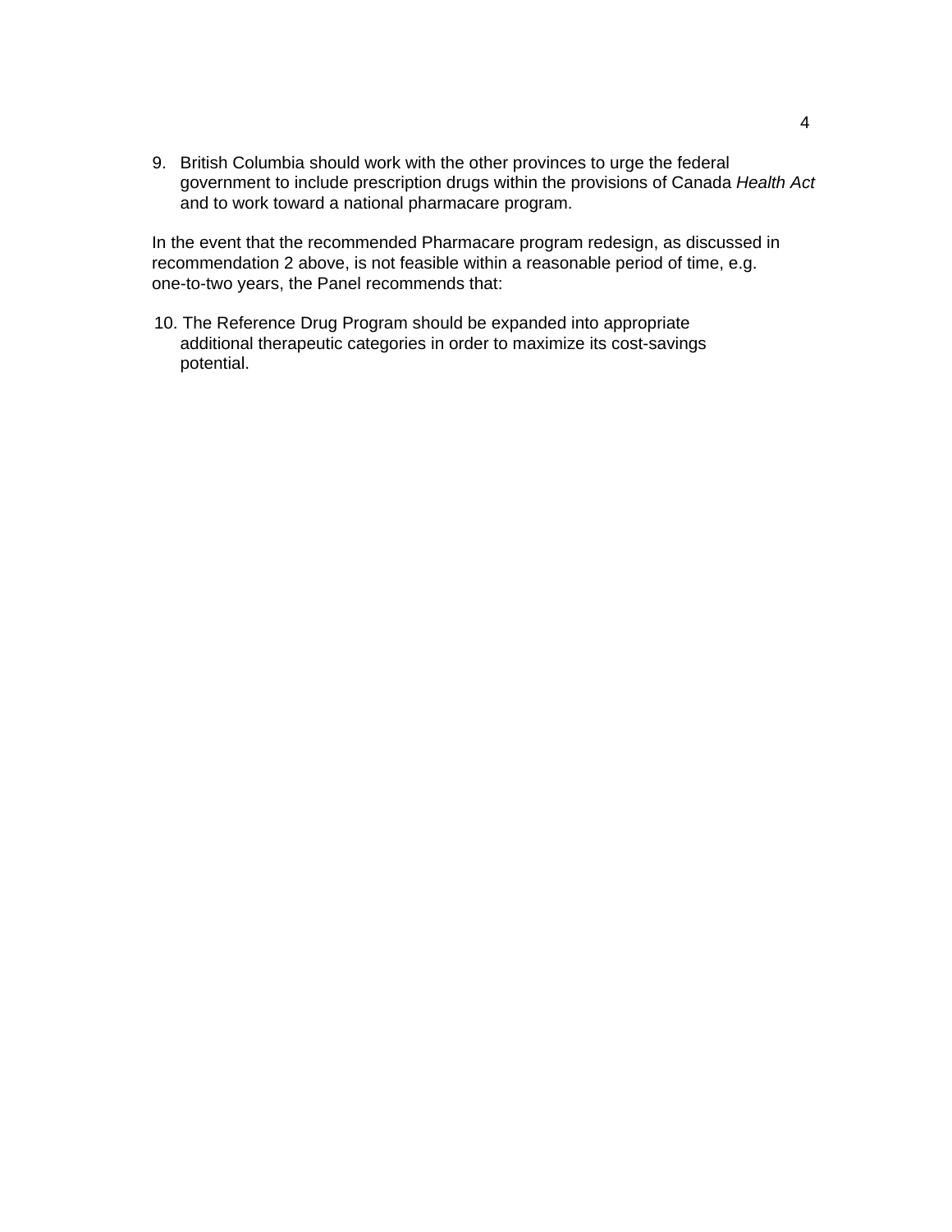9. British Columbia should work with the other provinces to urge the federal government to include prescription drugs within the provisions of Canada *Health Act* and to work toward a national pharmacare program.

In the event that the recommended Pharmacare program redesign, as discussed in recommendation 2 above, is not feasible within a reasonable period of time, e.g. one-to-two years, the Panel recommends that:

10. The Reference Drug Program should be expanded into appropriate additional therapeutic categories in order to maximize its cost-savings potential.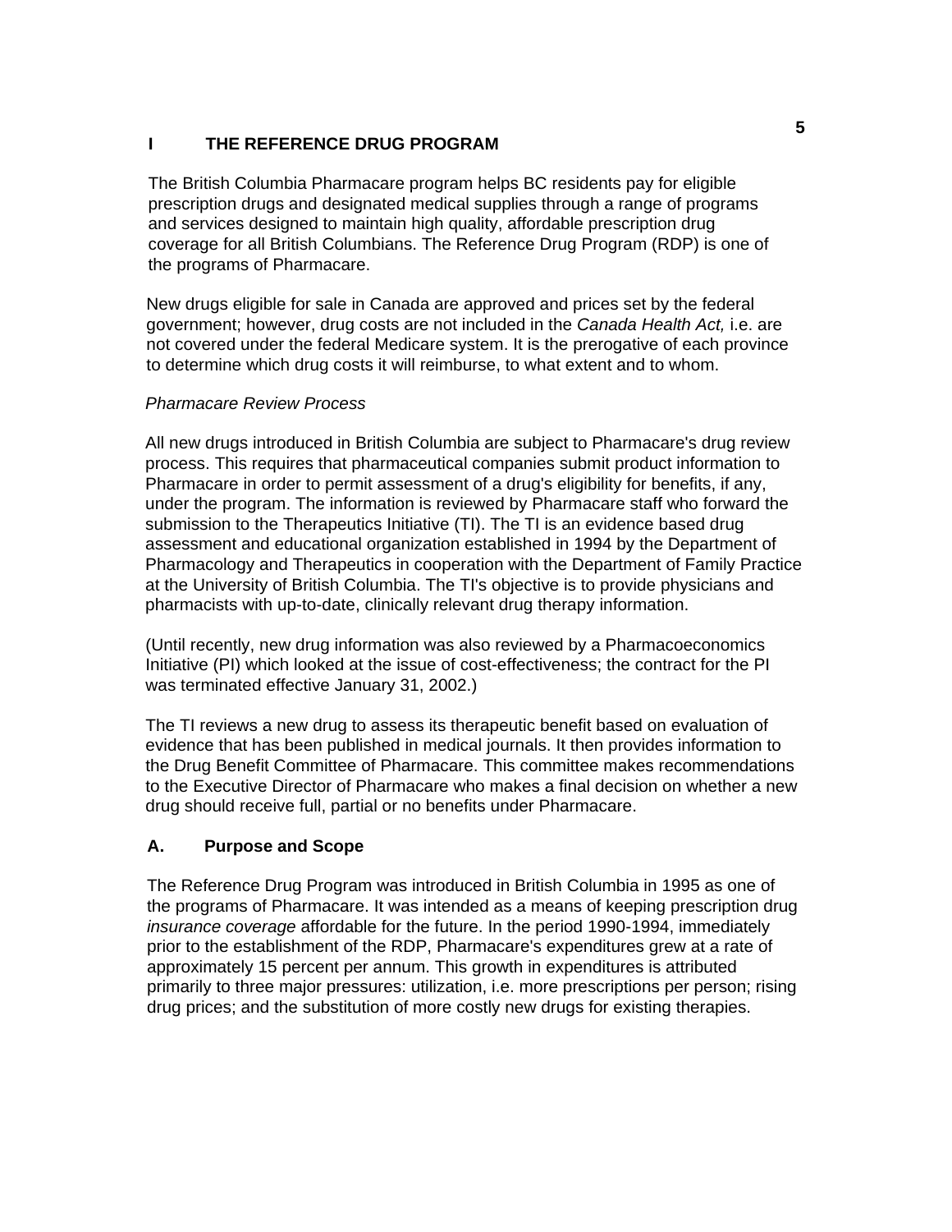# I THE REFERENCE DRUG PROGRAM

The British Columbia Pharmacare program helps BC residents pay for eligible prescription drugs and designated medical supplies through a range of programs and services designed to maintain high quality, affordable prescription drug coverage for all British Columbians. The Reference Drug Program (RDP) is one of the programs of Pharmacare.

New drugs eligible for sale in Canada are approved and prices set by the federal government; however, drug costs are not included in the *Canada Health Act,* i.e. are not covered under the federal Medicare system. It is the prerogative of each province to determine which drug costs it will reimburse, to what extent and to whom.

*Pharmacare Review Process*

All new drugs introduced in British Columbia are subject to Pharmacare's drug review process. This requires that pharmaceutical companies submit product information to Pharmacare in order to permit assessment of a drug's eligibility for benefits, if any, under the program. The information is reviewed by Pharmacare staff who forward the submission to the Therapeutics Initiative (TI). The TI is an evidence based drug assessment and educational organization established in 1994 by the Department of Pharmacology and Therapeutics in cooperation with the Department of Family Practice at the University of British Columbia. The TI's objective is to provide physicians and pharmacists with up-to-date, clinically relevant drug therapy information.

(Until recently, new drug information was also reviewed by a Pharmacoeconomics Initiative (PI) which looked at the issue of cost-effectiveness; the contract for the PI was terminated effective January 31, 2002.)

The TI reviews a new drug to assess its therapeutic benefit based on evaluation of evidence that has been published in medical journals. It then provides information to the Drug Benefit Committee of Pharmacare. This committee makes recommendations to the Executive Director of Pharmacare who makes a final decision on whether a new drug should receive full, partial or no benefits under Pharmacare.

## A. Purpose and Scope

The Reference Drug Program was introduced in British Columbia in 1995 as one of the programs of Pharmacare. It was intended as a means of keeping prescription drug *insurance coverage* affordable for the future. In the period 1990-1994, immediately prior to the establishment of the RDP, Pharmacare's expenditures grew at a rate of approximately 15 percent per annum. This growth in expenditures is attributed primarily to three major pressures: utilization, i.e. more prescriptions per person; rising drug prices; and the substitution of more costly new drugs for existing therapies.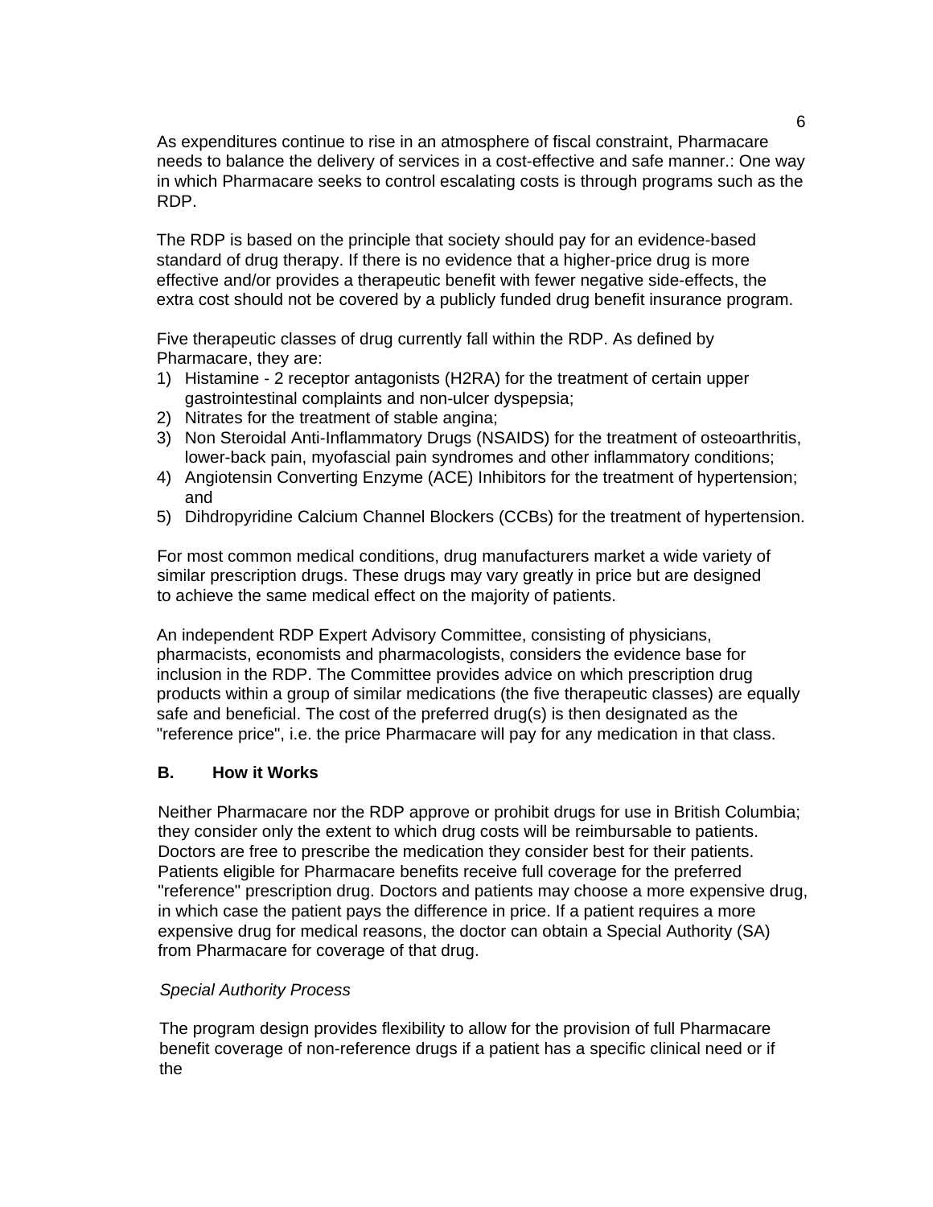As expenditures continue to rise in an atmosphere of fiscal constraint, Pharmacare needs to balance the delivery of services in a cost-effective and safe manner.: One way in which Pharmacare seeks to control escalating costs is through programs such as the RDP.

The RDP is based on the principle that society should pay for an evidence-based standard of drug therapy. If there is no evidence that a higher-price drug is more effective and/or provides a therapeutic benefit with fewer negative side-effects, the extra cost should not be covered by a publicly funded drug benefit insurance program.

Five therapeutic classes of drug currently fall within the RDP. As defined by Pharmacare, they are:

1) Histamine - 2 receptor antagonists (H2RA) for the treatment of certain upper gastrointestinal complaints and non-ulcer dyspepsia;
2) Nitrates for the treatment of stable angina;
3) Non Steroidal Anti-Inflammatory Drugs (NSAIDS) for the treatment of osteoarthritis, lower-back pain, myofascial pain syndromes and other inflammatory conditions;
4) Angiotensin Converting Enzyme (ACE) Inhibitors for the treatment of hypertension; and
5) Dihdropyridine Calcium Channel Blockers (CCBs) for the treatment of hypertension.

For most common medical conditions, drug manufacturers market a wide variety of similar prescription drugs. These drugs may vary greatly in price but are designed to achieve the same medical effect on the majority of patients.

An independent RDP Expert Advisory Committee, consisting of physicians, pharmacists, economists and pharmacologists, considers the evidence base for inclusion in the RDP. The Committee provides advice on which prescription drug products within a group of similar medications (the five therapeutic classes) are equally safe and beneficial. The cost of the preferred drug(s) is then designated as the "reference price", i.e. the price Pharmacare will pay for any medication in that class.

## B. How it Works

Neither Pharmacare nor the RDP approve or prohibit drugs for use in British Columbia; they consider only the extent to which drug costs will be reimbursable to patients. Doctors are free to prescribe the medication they consider best for their patients. Patients eligible for Pharmacare benefits receive full coverage for the preferred "reference" prescription drug. Doctors and patients may choose a more expensive drug, in which case the patient pays the difference in price. If a patient requires a more expensive drug for medical reasons, the doctor can obtain a Special Authority (SA) from Pharmacare for coverage of that drug.

*Special Authority Process*

The program design provides flexibility to allow for the provision of full Pharmacare benefit coverage of non-reference drugs if a patient has a specific clinical need or if the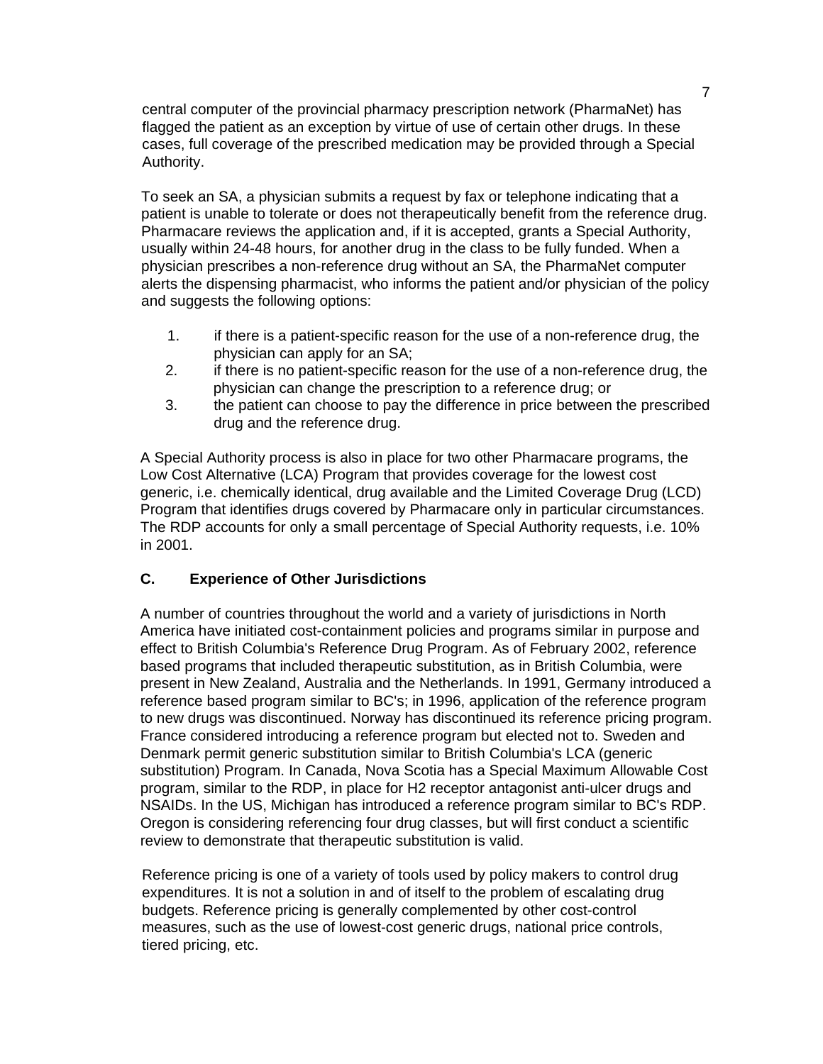central computer of the provincial pharmacy prescription network (PharmaNet) has flagged the patient as an exception by virtue of use of certain other drugs. In these cases, full coverage of the prescribed medication may be provided through a Special Authority.

To seek an SA, a physician submits a request by fax or telephone indicating that a patient is unable to tolerate or does not therapeutically benefit from the reference drug. Pharmacare reviews the application and, if it is accepted, grants a Special Authority, usually within 24-48 hours, for another drug in the class to be fully funded. When a physician prescribes a non-reference drug without an SA, the PharmaNet computer alerts the dispensing pharmacist, who informs the patient and/or physician of the policy and suggests the following options:

1. if there is a patient-specific reason for the use of a non-reference drug, the physician can apply for an SA;
2. if there is no patient-specific reason for the use of a non-reference drug, the physician can change the prescription to a reference drug; or
3. the patient can choose to pay the difference in price between the prescribed drug and the reference drug.

A Special Authority process is also in place for two other Pharmacare programs, the Low Cost Alternative (LCA) Program that provides coverage for the lowest cost generic, i.e. chemically identical, drug available and the Limited Coverage Drug (LCD) Program that identifies drugs covered by Pharmacare only in particular circumstances. The RDP accounts for only a small percentage of Special Authority requests, i.e. 10% in 2001.

### C. Experience of Other Jurisdictions

A number of countries throughout the world and a variety of jurisdictions in North America have initiated cost-containment policies and programs similar in purpose and effect to British Columbia's Reference Drug Program. As of February 2002, reference based programs that included therapeutic substitution, as in British Columbia, were present in New Zealand, Australia and the Netherlands. In 1991, Germany introduced a reference based program similar to BC's; in 1996, application of the reference program to new drugs was discontinued. Norway has discontinued its reference pricing program. France considered introducing a reference program but elected not to. Sweden and Denmark permit generic substitution similar to British Columbia's LCA (generic substitution) Program. In Canada, Nova Scotia has a Special Maximum Allowable Cost program, similar to the RDP, in place for H2 receptor antagonist anti-ulcer drugs and NSAIDs. In the US, Michigan has introduced a reference program similar to BC's RDP. Oregon is considering referencing four drug classes, but will first conduct a scientific review to demonstrate that therapeutic substitution is valid.

Reference pricing is one of a variety of tools used by policy makers to control drug expenditures. It is not a solution in and of itself to the problem of escalating drug budgets. Reference pricing is generally complemented by other cost-control measures, such as the use of lowest-cost generic drugs, national price controls, tiered pricing, etc.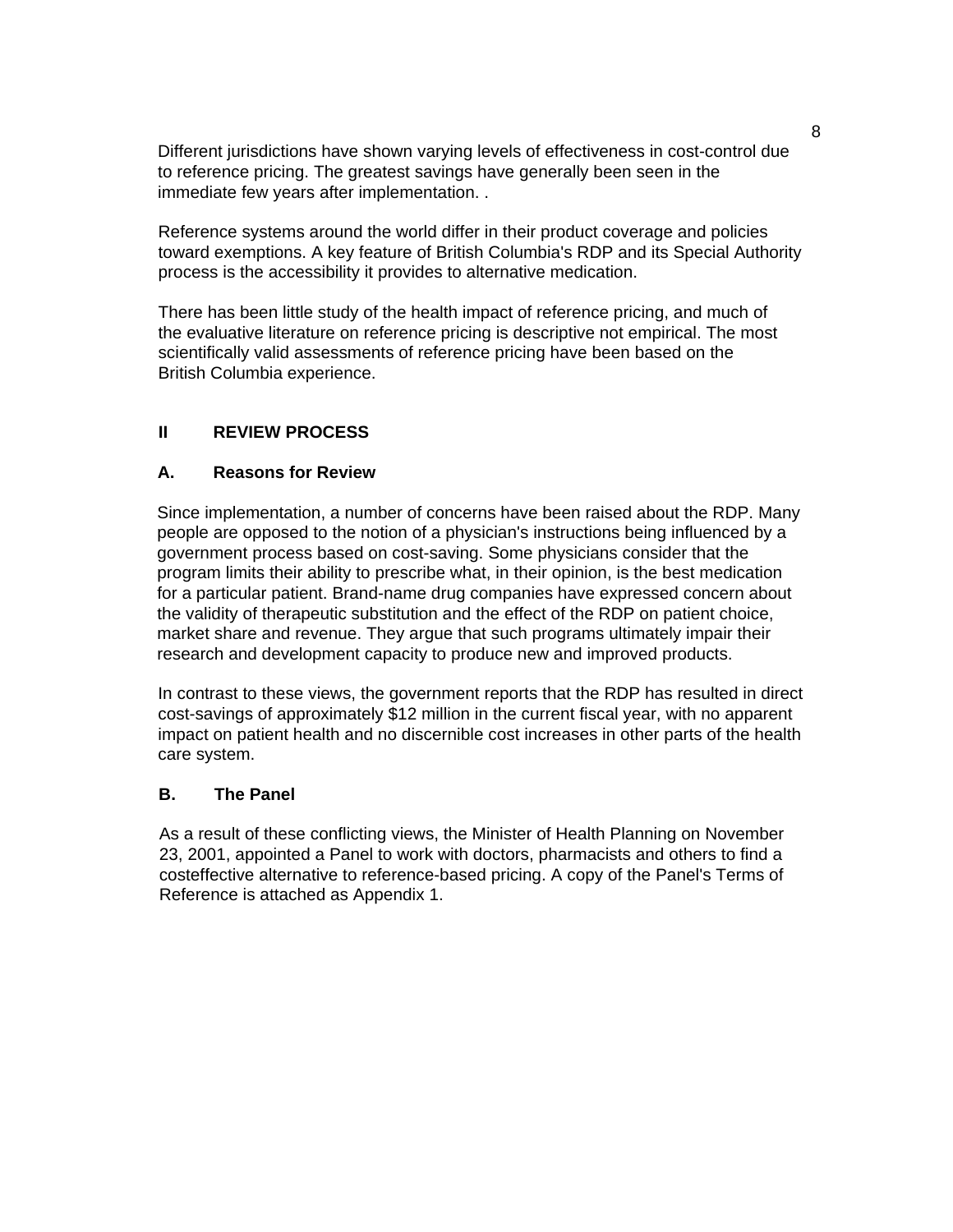Different jurisdictions have shown varying levels of effectiveness in cost-control due to reference pricing. The greatest savings have generally been seen in the immediate few years after implementation. .

Reference systems around the world differ in their product coverage and policies toward exemptions. A key feature of British Columbia's RDP and its Special Authority process is the accessibility it provides to alternative medication.

There has been little study of the health impact of reference pricing, and much of the evaluative literature on reference pricing is descriptive not empirical. The most scientifically valid assessments of reference pricing have been based on the British Columbia experience.

## II REVIEW PROCESS

### A. Reasons for Review

Since implementation, a number of concerns have been raised about the RDP. Many people are opposed to the notion of a physician's instructions being influenced by a government process based on cost-saving. Some physicians consider that the program limits their ability to prescribe what, in their opinion, is the best medication for a particular patient. Brand-name drug companies have expressed concern about the validity of therapeutic substitution and the effect of the RDP on patient choice, market share and revenue. They argue that such programs ultimately impair their research and development capacity to produce new and improved products.

In contrast to these views, the government reports that the RDP has resulted in direct cost-savings of approximately $12 million in the current fiscal year, with no apparent impact on patient health and no discernible cost increases in other parts of the health care system.

### B. The Panel

As a result of these conflicting views, the Minister of Health Planning on November 23, 2001, appointed a Panel to work with doctors, pharmacists and others to find a costeffective alternative to reference-based pricing. A copy of the Panel's Terms of Reference is attached as Appendix 1.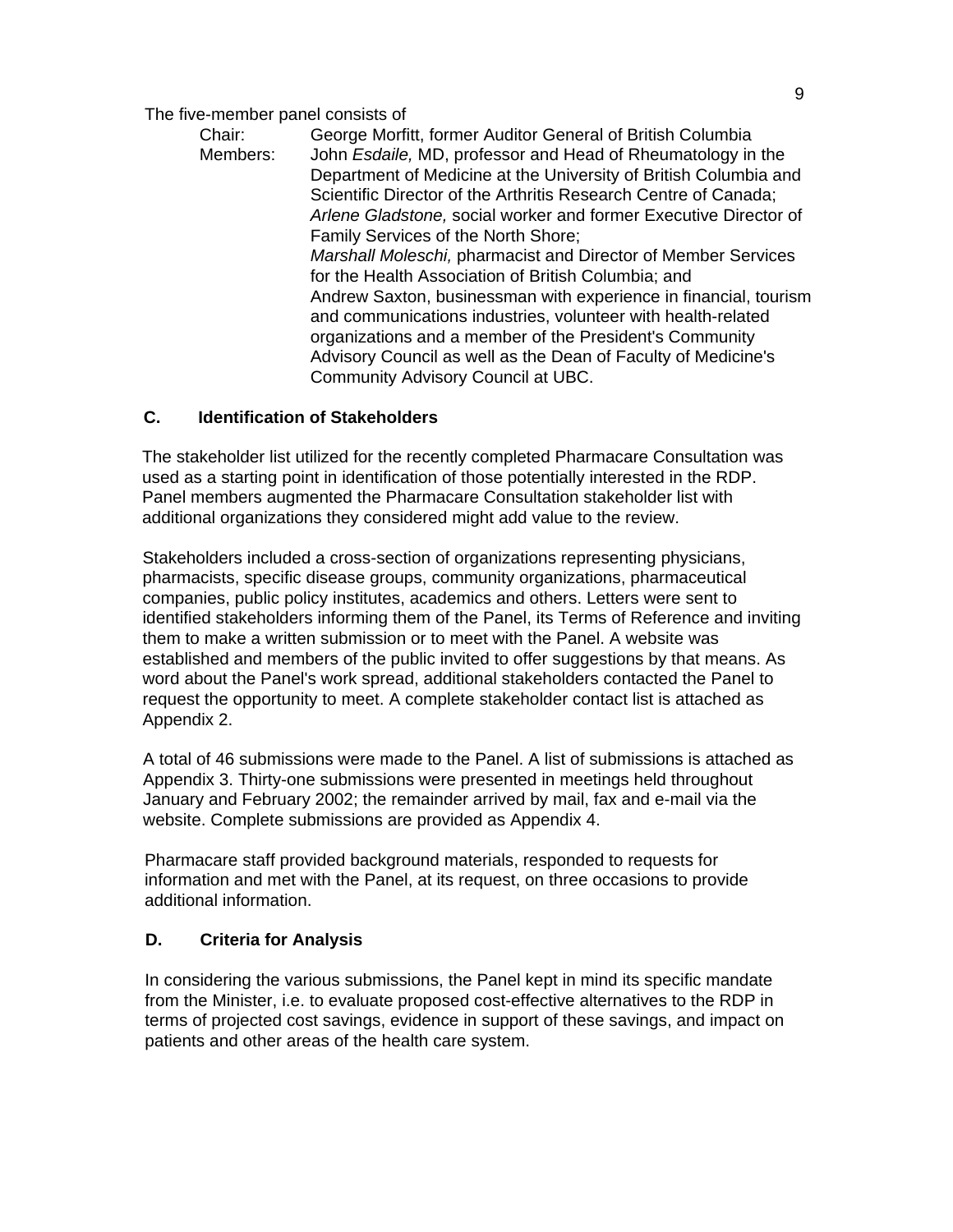The five-member panel consists of

Chair: George Morfitt, former Auditor General of British Columbia

Members: John *Esdaile,* MD, professor and Head of Rheumatology in the Department of Medicine at the University of British Columbia and Scientific Director of the Arthritis Research Centre of Canada;
*Arlene Gladstone,* social worker and former Executive Director of Family Services of the North Shore;
*Marshall Moleschi,* pharmacist and Director of Member Services for the Health Association of British Columbia; and
Andrew Saxton, businessman with experience in financial, tourism and communications industries, volunteer with health-related organizations and a member of the President's Community Advisory Council as well as the Dean of Faculty of Medicine's Community Advisory Council at UBC.

### C. Identification of Stakeholders

The stakeholder list utilized for the recently completed Pharmacare Consultation was used as a starting point in identification of those potentially interested in the RDP. Panel members augmented the Pharmacare Consultation stakeholder list with additional organizations they considered might add value to the review.

Stakeholders included a cross-section of organizations representing physicians, pharmacists, specific disease groups, community organizations, pharmaceutical companies, public policy institutes, academics and others. Letters were sent to identified stakeholders informing them of the Panel, its Terms of Reference and inviting them to make a written submission or to meet with the Panel. A website was established and members of the public invited to offer suggestions by that means. As word about the Panel's work spread, additional stakeholders contacted the Panel to request the opportunity to meet. A complete stakeholder contact list is attached as Appendix 2.

A total of 46 submissions were made to the Panel. A list of submissions is attached as Appendix 3. Thirty-one submissions were presented in meetings held throughout January and February 2002; the remainder arrived by mail, fax and e-mail via the website. Complete submissions are provided as Appendix 4.

Pharmacare staff provided background materials, responded to requests for information and met with the Panel, at its request, on three occasions to provide additional information.

### D. Criteria for Analysis

In considering the various submissions, the Panel kept in mind its specific mandate from the Minister, i.e. to evaluate proposed cost-effective alternatives to the RDP in terms of projected cost savings, evidence in support of these savings, and impact on patients and other areas of the health care system.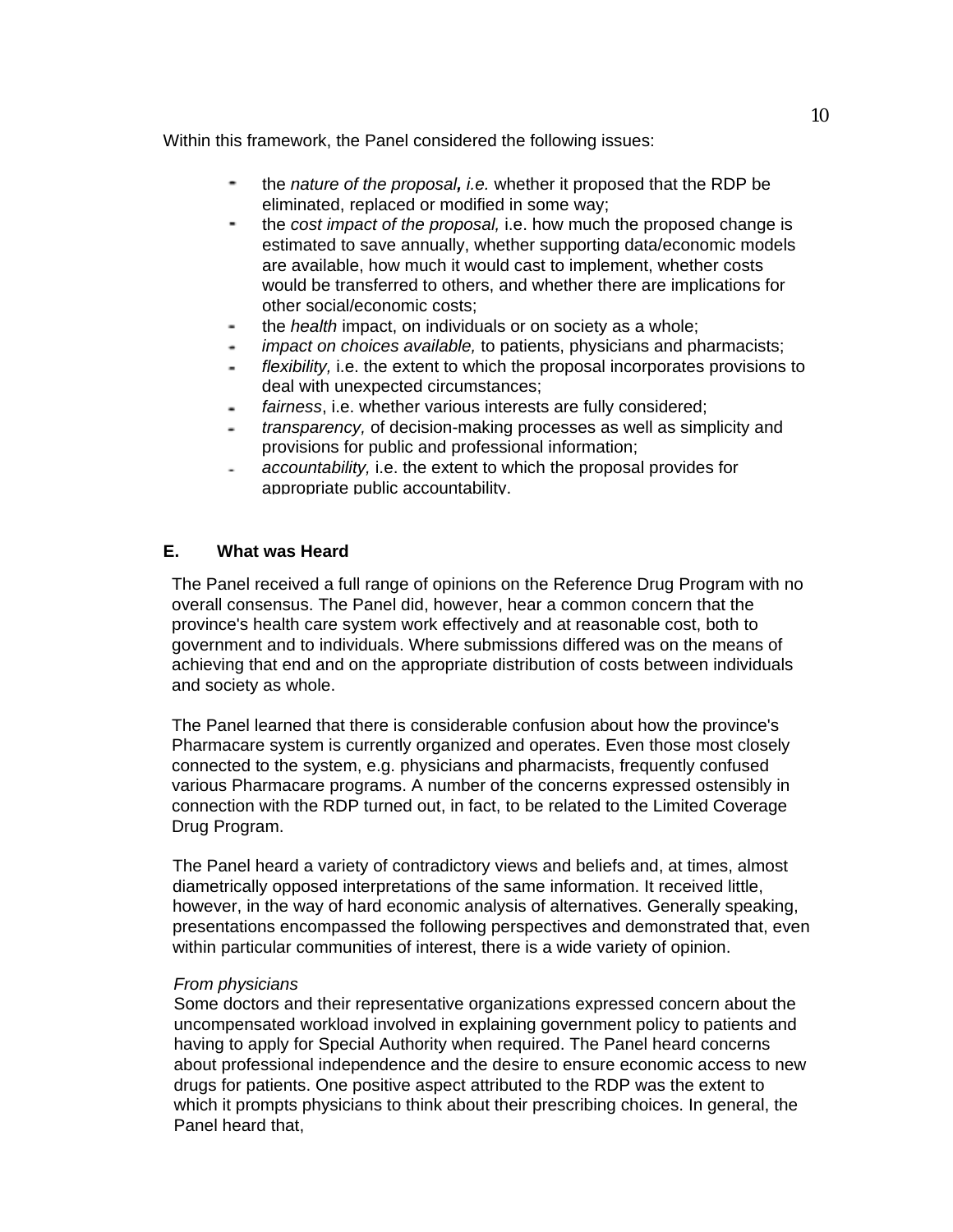Within this framework, the Panel considered the following issues:

- the *nature of the proposal, i.e.* whether it proposed that the RDP be eliminated, replaced or modified in some way;
- the *cost impact of the proposal,* i.e. how much the proposed change is estimated to save annually, whether supporting data/economic models are available, how much it would cast to implement, whether costs would be transferred to others, and whether there are implications for other social/economic costs;
- the *health* impact, on individuals or on society as a whole;
- *impact on choices available,* to patients, physicians and pharmacists;
- *flexibility,* i.e. the extent to which the proposal incorporates provisions to deal with unexpected circumstances;
- *fairness*, i.e. whether various interests are fully considered;
- *transparency,* of decision-making processes as well as simplicity and provisions for public and professional information;
- *accountability,* i.e. the extent to which the proposal provides for appropriate public accountability.

## E. What was Heard

The Panel received a full range of opinions on the Reference Drug Program with no overall consensus. The Panel did, however, hear a common concern that the province's health care system work effectively and at reasonable cost, both to government and to individuals. Where submissions differed was on the means of achieving that end and on the appropriate distribution of costs between individuals and society as whole.

The Panel learned that there is considerable confusion about how the province's Pharmacare system is currently organized and operates. Even those most closely connected to the system, e.g. physicians and pharmacists, frequently confused various Pharmacare programs. A number of the concerns expressed ostensibly in connection with the RDP turned out, in fact, to be related to the Limited Coverage Drug Program.

The Panel heard a variety of contradictory views and beliefs and, at times, almost diametrically opposed interpretations of the same information. It received little, however, in the way of hard economic analysis of alternatives. Generally speaking, presentations encompassed the following perspectives and demonstrated that, even within particular communities of interest, there is a wide variety of opinion.

*From physicians*

Some doctors and their representative organizations expressed concern about the uncompensated workload involved in explaining government policy to patients and having to apply for Special Authority when required. The Panel heard concerns about professional independence and the desire to ensure economic access to new drugs for patients. One positive aspect attributed to the RDP was the extent to which it prompts physicians to think about their prescribing choices. In general, the Panel heard that,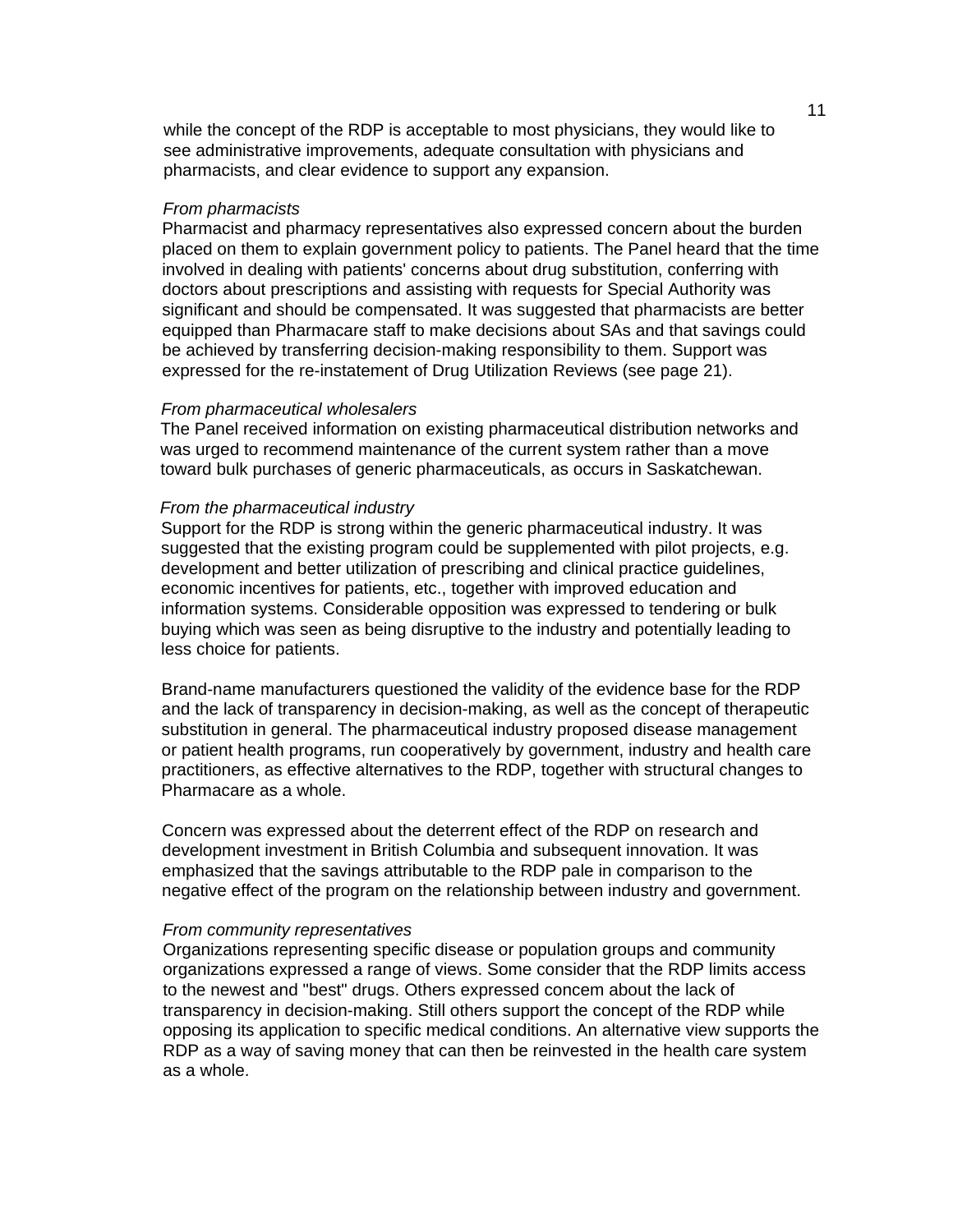while the concept of the RDP is acceptable to most physicians, they would like to see administrative improvements, adequate consultation with physicians and pharmacists, and clear evidence to support any expansion.

*From pharmacists*

Pharmacist and pharmacy representatives also expressed concern about the burden placed on them to explain government policy to patients. The Panel heard that the time involved in dealing with patients' concerns about drug substitution, conferring with doctors about prescriptions and assisting with requests for Special Authority was significant and should be compensated. It was suggested that pharmacists are better equipped than Pharmacare staff to make decisions about SAs and that savings could be achieved by transferring decision-making responsibility to them. Support was expressed for the re-instatement of Drug Utilization Reviews (see page 21).

*From pharmaceutical wholesalers*

The Panel received information on existing pharmaceutical distribution networks and was urged to recommend maintenance of the current system rather than a move toward bulk purchases of generic pharmaceuticals, as occurs in Saskatchewan.

*From the pharmaceutical industry*

Support for the RDP is strong within the generic pharmaceutical industry. It was suggested that the existing program could be supplemented with pilot projects, e.g. development and better utilization of prescribing and clinical practice guidelines, economic incentives for patients, etc., together with improved education and information systems. Considerable opposition was expressed to tendering or bulk buying which was seen as being disruptive to the industry and potentially leading to less choice for patients.

Brand-name manufacturers questioned the validity of the evidence base for the RDP and the lack of transparency in decision-making, as well as the concept of therapeutic substitution in general. The pharmaceutical industry proposed disease management or patient health programs, run cooperatively by government, industry and health care practitioners, as effective alternatives to the RDP, together with structural changes to Pharmacare as a whole.

Concern was expressed about the deterrent effect of the RDP on research and development investment in British Columbia and subsequent innovation. It was emphasized that the savings attributable to the RDP pale in comparison to the negative effect of the program on the relationship between industry and government.

*From community representatives*

Organizations representing specific disease or population groups and community organizations expressed a range of views. Some consider that the RDP limits access to the newest and "best" drugs. Others expressed concem about the lack of transparency in decision-making. Still others support the concept of the RDP while opposing its application to specific medical conditions. An alternative view supports the RDP as a way of saving money that can then be reinvested in the health care system as a whole.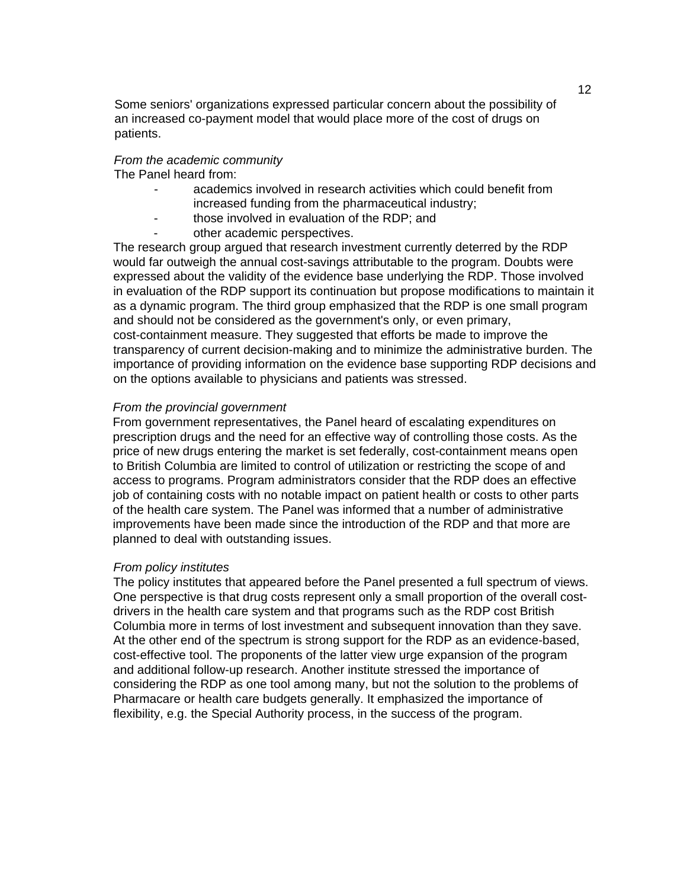Some seniors' organizations expressed particular concern about the possibility of an increased co-payment model that would place more of the cost of drugs on patients.

*From the academic community*

The Panel heard from:

- academics involved in research activities which could benefit from increased funding from the pharmaceutical industry;
- those involved in evaluation of the RDP; and
- other academic perspectives.

The research group argued that research investment currently deterred by the RDP would far outweigh the annual cost-savings attributable to the program. Doubts were expressed about the validity of the evidence base underlying the RDP. Those involved in evaluation of the RDP support its continuation but propose modifications to maintain it as a dynamic program. The third group emphasized that the RDP is one small program and should not be considered as the government's only, or even primary, cost-containment measure. They suggested that efforts be made to improve the transparency of current decision-making and to minimize the administrative burden. The importance of providing information on the evidence base supporting RDP decisions and on the options available to physicians and patients was stressed.

*From the provincial government*

From government representatives, the Panel heard of escalating expenditures on prescription drugs and the need for an effective way of controlling those costs. As the price of new drugs entering the market is set federally, cost-containment means open to British Columbia are limited to control of utilization or restricting the scope of and access to programs. Program administrators consider that the RDP does an effective job of containing costs with no notable impact on patient health or costs to other parts of the health care system. The Panel was informed that a number of administrative improvements have been made since the introduction of the RDP and that more are planned to deal with outstanding issues.

*From policy institutes*

The policy institutes that appeared before the Panel presented a full spectrum of views. One perspective is that drug costs represent only a small proportion of the overall cost-drivers in the health care system and that programs such as the RDP cost British Columbia more in terms of lost investment and subsequent innovation than they save. At the other end of the spectrum is strong support for the RDP as an evidence-based, cost-effective tool. The proponents of the latter view urge expansion of the program and additional follow-up research. Another institute stressed the importance of considering the RDP as one tool among many, but not the solution to the problems of Pharmacare or health care budgets generally. It emphasized the importance of flexibility, e.g. the Special Authority process, in the success of the program.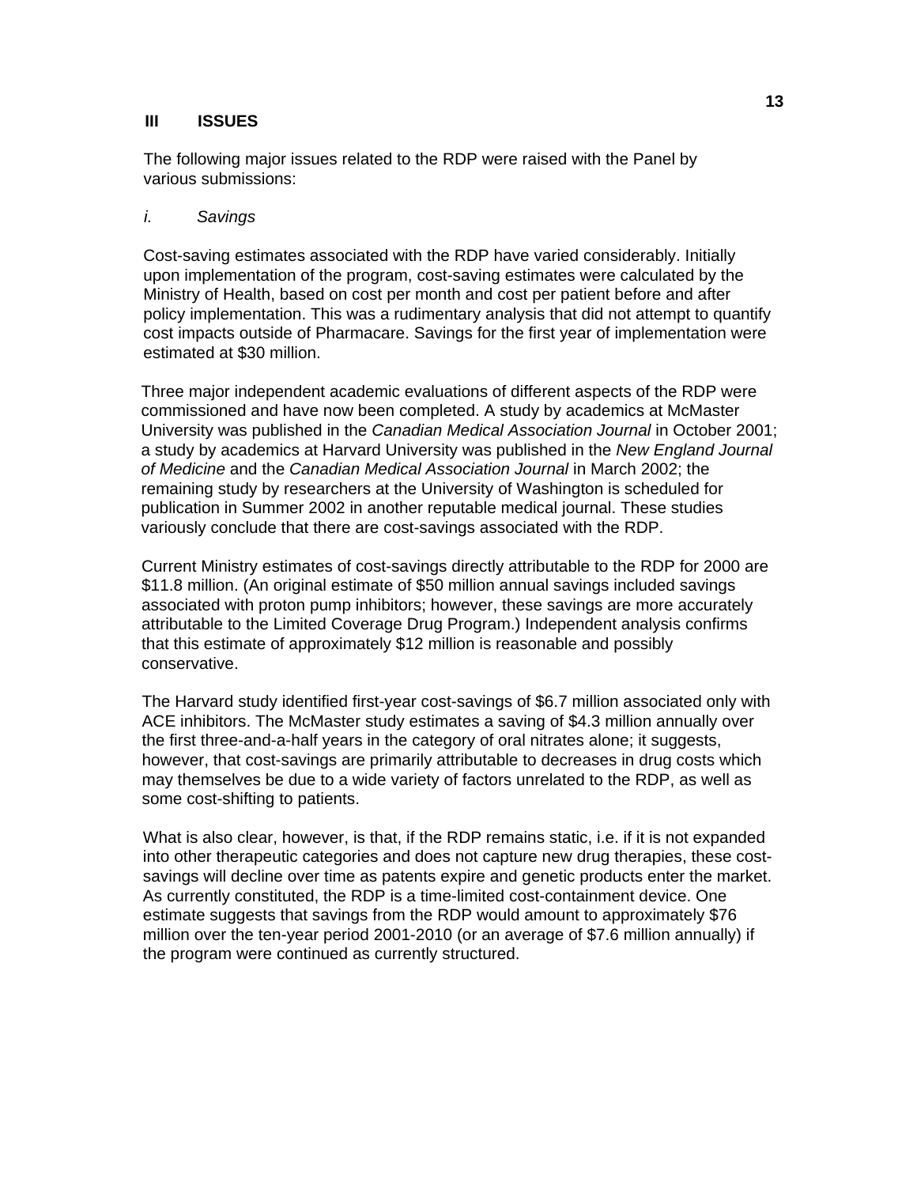## III ISSUES

The following major issues related to the RDP were raised with the Panel by various submissions:

### *i. Savings*

Cost-saving estimates associated with the RDP have varied considerably. Initially upon implementation of the program, cost-saving estimates were calculated by the Ministry of Health, based on cost per month and cost per patient before and after policy implementation. This was a rudimentary analysis that did not attempt to quantify cost impacts outside of Pharmacare. Savings for the first year of implementation were estimated at $30 million.

Three major independent academic evaluations of different aspects of the RDP were commissioned and have now been completed. A study by academics at McMaster University was published in the *Canadian Medical Association Journal* in October 2001; a study by academics at Harvard University was published in the *New England Journal of Medicine* and the *Canadian Medical Association Journal* in March 2002; the remaining study by researchers at the University of Washington is scheduled for publication in Summer 2002 in another reputable medical journal. These studies variously conclude that there are cost-savings associated with the RDP.

Current Ministry estimates of cost-savings directly attributable to the RDP for 2000 are $11.8 million. (An original estimate of $50 million annual savings included savings associated with proton pump inhibitors; however, these savings are more accurately attributable to the Limited Coverage Drug Program.) Independent analysis confirms that this estimate of approximately $12 million is reasonable and possibly conservative.

The Harvard study identified first-year cost-savings of $6.7 million associated only with ACE inhibitors. The McMaster study estimates a saving of $4.3 million annually over the first three-and-a-half years in the category of oral nitrates alone; it suggests, however, that cost-savings are primarily attributable to decreases in drug costs which may themselves be due to a wide variety of factors unrelated to the RDP, as well as some cost-shifting to patients.

What is also clear, however, is that, if the RDP remains static, i.e. if it is not expanded into other therapeutic categories and does not capture new drug therapies, these cost-savings will decline over time as patents expire and genetic products enter the market. As currently constituted, the RDP is a time-limited cost-containment device. One estimate suggests that savings from the RDP would amount to approximately $76 million over the ten-year period 2001-2010 (or an average of $7.6 million annually) if the program were continued as currently structured.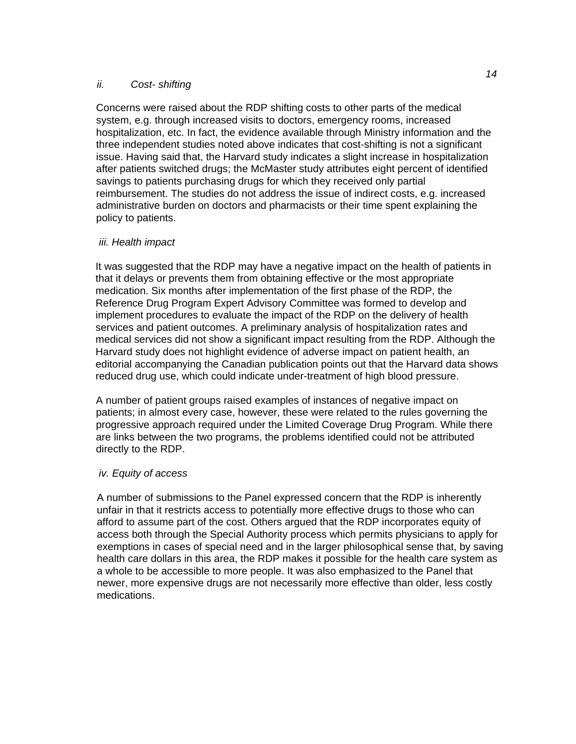*ii. Cost- shifting*

Concerns were raised about the RDP shifting costs to other parts of the medical system, e.g. through increased visits to doctors, emergency rooms, increased hospitalization, etc. In fact, the evidence available through Ministry information and the three independent studies noted above indicates that cost-shifting is not a significant issue. Having said that, the Harvard study indicates a slight increase in hospitalization after patients switched drugs; the McMaster study attributes eight percent of identified savings to patients purchasing drugs for which they received only partial reimbursement. The studies do not address the issue of indirect costs, e.g. increased administrative burden on doctors and pharmacists or their time spent explaining the policy to patients.

*iii. Health impact*

It was suggested that the RDP may have a negative impact on the health of patients in that it delays or prevents them from obtaining effective or the most appropriate medication. Six months after implementation of the first phase of the RDP, the Reference Drug Program Expert Advisory Committee was formed to develop and implement procedures to evaluate the impact of the RDP on the delivery of health services and patient outcomes. A preliminary analysis of hospitalization rates and medical services did not show a significant impact resulting from the RDP. Although the Harvard study does not highlight evidence of adverse impact on patient health, an editorial accompanying the Canadian publication points out that the Harvard data shows reduced drug use, which could indicate under-treatment of high blood pressure.

A number of patient groups raised examples of instances of negative impact on patients; in almost every case, however, these were related to the rules governing the progressive approach required under the Limited Coverage Drug Program. While there are links between the two programs, the problems identified could not be attributed directly to the RDP.

*iv. Equity of access*

A number of submissions to the Panel expressed concern that the RDP is inherently unfair in that it restricts access to potentially more effective drugs to those who can afford to assume part of the cost. Others argued that the RDP incorporates equity of access both through the Special Authority process which permits physicians to apply for exemptions in cases of special need and in the larger philosophical sense that, by saving health care dollars in this area, the RDP makes it possible for the health care system as a whole to be accessible to more people. It was also emphasized to the Panel that newer, more expensive drugs are not necessarily more effective than older, less costly medications.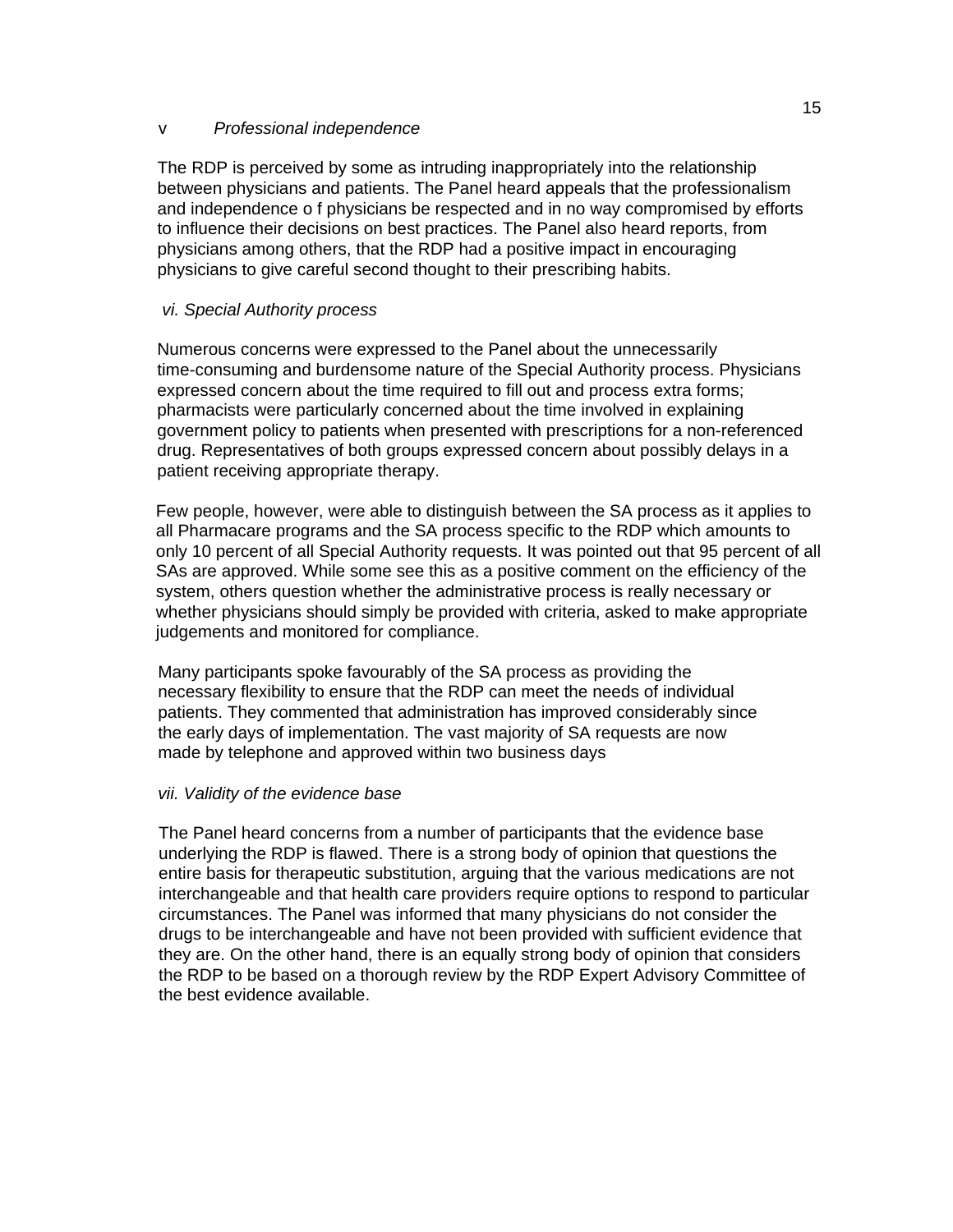### v *Professional independence*

The RDP is perceived by some as intruding inappropriately into the relationship between physicians and patients. The Panel heard appeals that the professionalism and independence o f physicians be respected and in no way compromised by efforts to influence their decisions on best practices. The Panel also heard reports, from physicians among others, that the RDP had a positive impact in encouraging physicians to give careful second thought to their prescribing habits.

### *vi. Special Authority process*

Numerous concerns were expressed to the Panel about the unnecessarily time-consuming and burdensome nature of the Special Authority process. Physicians expressed concern about the time required to fill out and process extra forms; pharmacists were particularly concerned about the time involved in explaining government policy to patients when presented with prescriptions for a non-referenced drug. Representatives of both groups expressed concern about possibly delays in a patient receiving appropriate therapy.

Few people, however, were able to distinguish between the SA process as it applies to all Pharmacare programs and the SA process specific to the RDP which amounts to only 10 percent of all Special Authority requests. It was pointed out that 95 percent of all SAs are approved. While some see this as a positive comment on the efficiency of the system, others question whether the administrative process is really necessary or whether physicians should simply be provided with criteria, asked to make appropriate judgements and monitored for compliance.

Many participants spoke favourably of the SA process as providing the necessary flexibility to ensure that the RDP can meet the needs of individual patients. They commented that administration has improved considerably since the early days of implementation. The vast majority of SA requests are now made by telephone and approved within two business days

### *vii. Validity of the evidence base*

The Panel heard concerns from a number of participants that the evidence base underlying the RDP is flawed. There is a strong body of opinion that questions the entire basis for therapeutic substitution, arguing that the various medications are not interchangeable and that health care providers require options to respond to particular circumstances. The Panel was informed that many physicians do not consider the drugs to be interchangeable and have not been provided with sufficient evidence that they are. On the other hand, there is an equally strong body of opinion that considers the RDP to be based on a thorough review by the RDP Expert Advisory Committee of the best evidence available.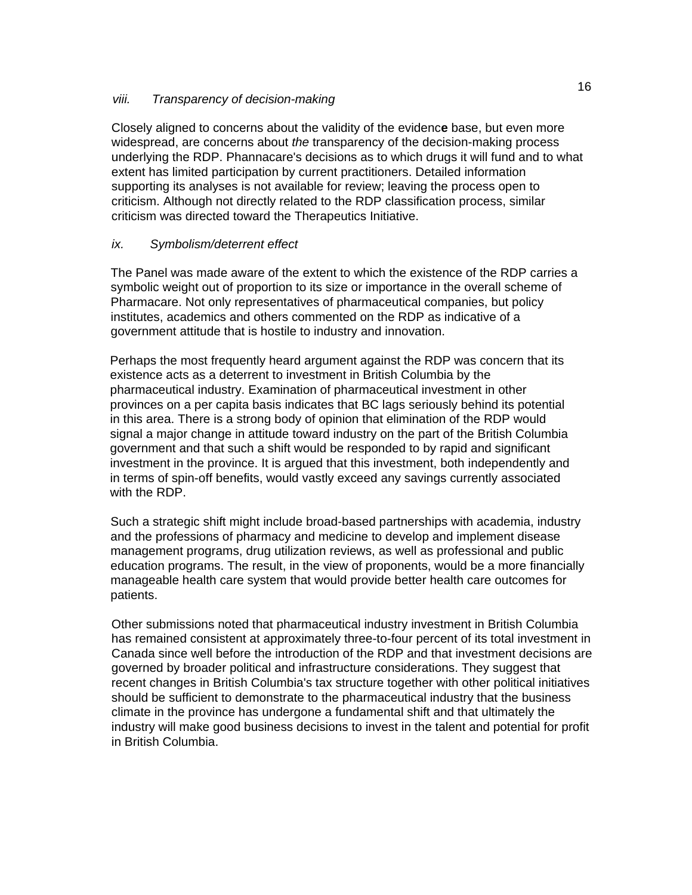*viii. Transparency of decision-making*

Closely aligned to concerns about the validity of the evidenc**e** base, but even more widespread, are concerns about *the* transparency of the decision-making process underlying the RDP. Phannacare's decisions as to which drugs it will fund and to what extent has limited participation by current practitioners. Detailed information supporting its analyses is not available for review; leaving the process open to criticism. Although not directly related to the RDP classification process, similar criticism was directed toward the Therapeutics Initiative.

*ix. Symbolism/deterrent effect*

The Panel was made aware of the extent to which the existence of the RDP carries a symbolic weight out of proportion to its size or importance in the overall scheme of Pharmacare. Not only representatives of pharmaceutical companies, but policy institutes, academics and others commented on the RDP as indicative of a government attitude that is hostile to industry and innovation.

Perhaps the most frequently heard argument against the RDP was concern that its existence acts as a deterrent to investment in British Columbia by the pharmaceutical industry. Examination of pharmaceutical investment in other provinces on a per capita basis indicates that BC lags seriously behind its potential in this area. There is a strong body of opinion that elimination of the RDP would signal a major change in attitude toward industry on the part of the British Columbia government and that such a shift would be responded to by rapid and significant investment in the province. It is argued that this investment, both independently and in terms of spin-off benefits, would vastly exceed any savings currently associated with the RDP.

Such a strategic shift might include broad-based partnerships with academia, industry and the professions of pharmacy and medicine to develop and implement disease management programs, drug utilization reviews, as well as professional and public education programs. The result, in the view of proponents, would be a more financially manageable health care system that would provide better health care outcomes for patients.

Other submissions noted that pharmaceutical industry investment in British Columbia has remained consistent at approximately three-to-four percent of its total investment in Canada since well before the introduction of the RDP and that investment decisions are governed by broader political and infrastructure considerations. They suggest that recent changes in British Columbia's tax structure together with other political initiatives should be sufficient to demonstrate to the pharmaceutical industry that the business climate in the province has undergone a fundamental shift and that ultimately the industry will make good business decisions to invest in the talent and potential for profit in British Columbia.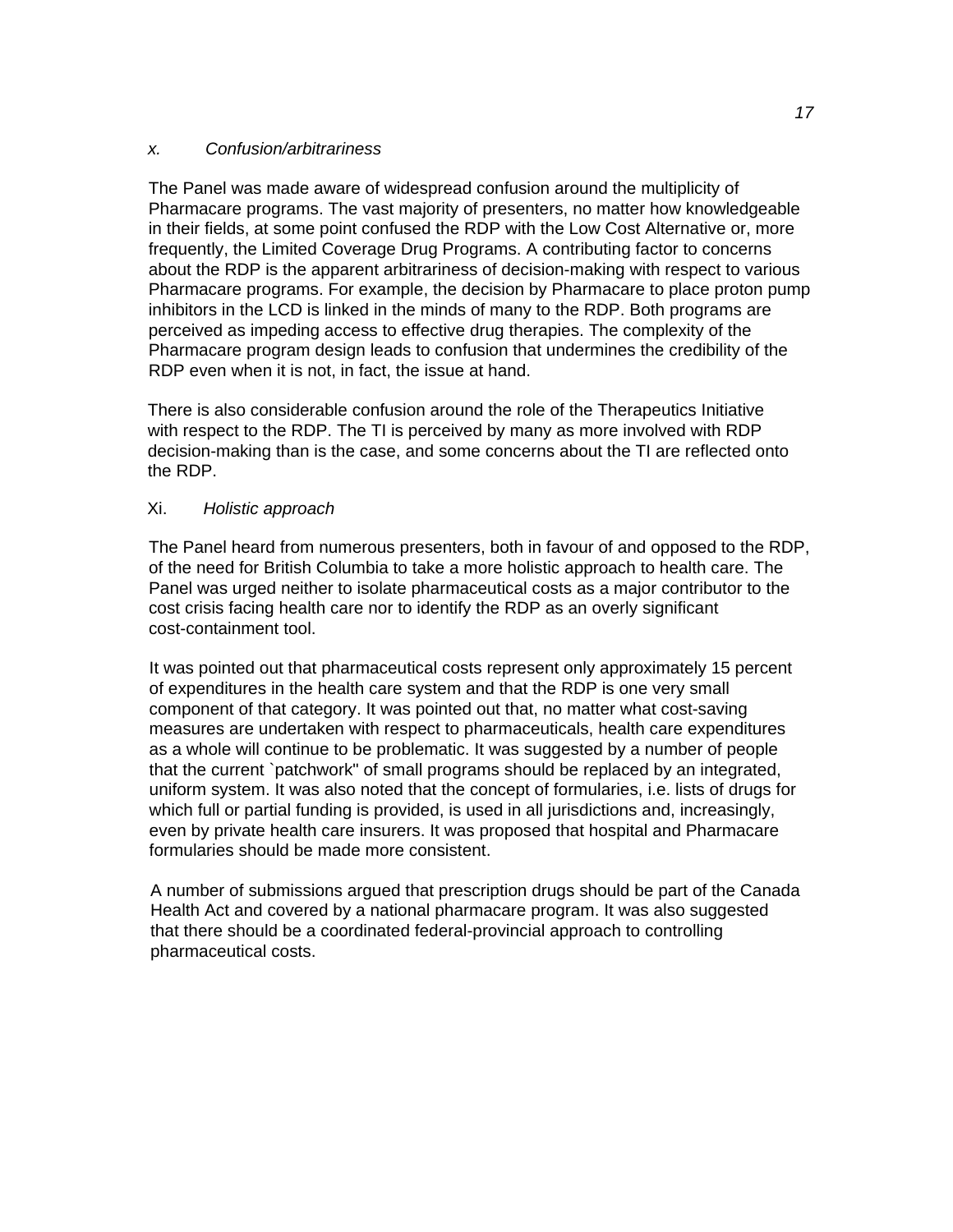### *x. Confusion/arbitrariness*

The Panel was made aware of widespread confusion around the multiplicity of Pharmacare programs. The vast majority of presenters, no matter how knowledgeable in their fields, at some point confused the RDP with the Low Cost Alternative or, more frequently, the Limited Coverage Drug Programs. A contributing factor to concerns about the RDP is the apparent arbitrariness of decision-making with respect to various Pharmacare programs. For example, the decision by Pharmacare to place proton pump inhibitors in the LCD is linked in the minds of many to the RDP. Both programs are perceived as impeding access to effective drug therapies. The complexity of the Pharmacare program design leads to confusion that undermines the credibility of the RDP even when it is not, in fact, the issue at hand.

There is also considerable confusion around the role of the Therapeutics Initiative with respect to the RDP. The TI is perceived by many as more involved with RDP decision-making than is the case, and some concerns about the TI are reflected onto the RDP.

### Xi. *Holistic approach*

The Panel heard from numerous presenters, both in favour of and opposed to the RDP, of the need for British Columbia to take a more holistic approach to health care. The Panel was urged neither to isolate pharmaceutical costs as a major contributor to the cost crisis facing health care nor to identify the RDP as an overly significant cost-containment tool.

It was pointed out that pharmaceutical costs represent only approximately 15 percent of expenditures in the health care system and that the RDP is one very small component of that category. It was pointed out that, no matter what cost-saving measures are undertaken with respect to pharmaceuticals, health care expenditures as a whole will continue to be problematic. It was suggested by a number of people that the current `patchwork'' of small programs should be replaced by an integrated, uniform system. It was also noted that the concept of formularies, i.e. lists of drugs for which full or partial funding is provided, is used in all jurisdictions and, increasingly, even by private health care insurers. It was proposed that hospital and Pharmacare formularies should be made more consistent.

A number of submissions argued that prescription drugs should be part of the Canada Health Act and covered by a national pharmacare program. It was also suggested that there should be a coordinated federal-provincial approach to controlling pharmaceutical costs.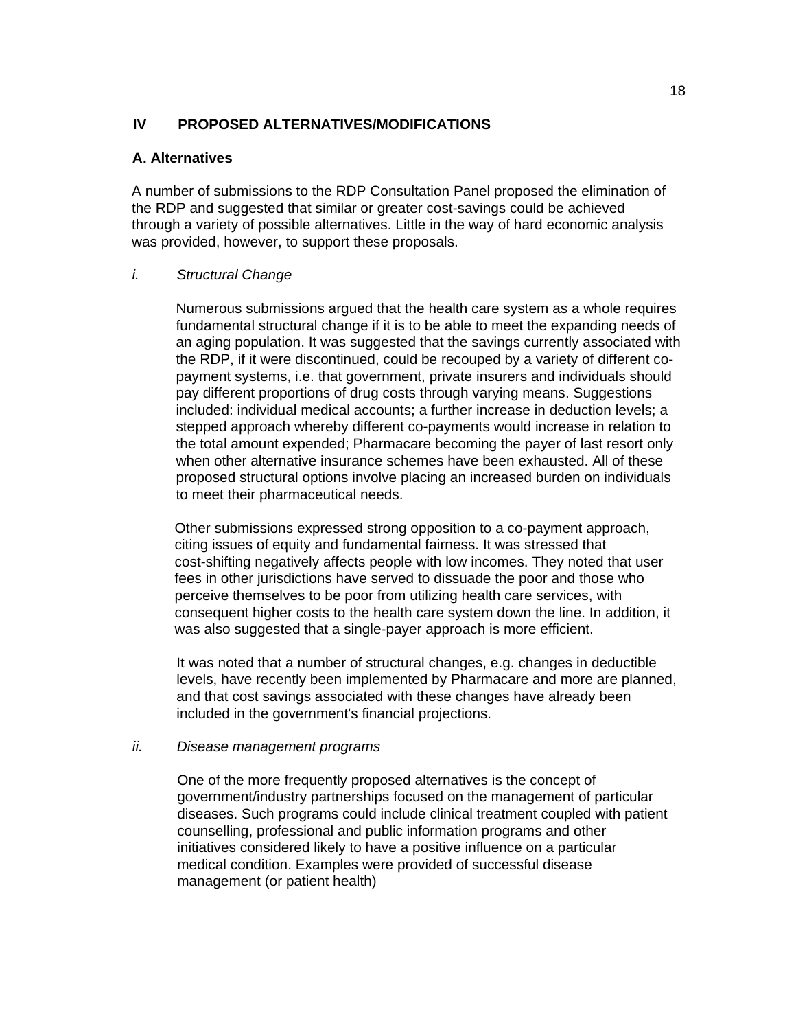## IV PROPOSED ALTERNATIVES/MODIFICATIONS

### A. Alternatives

A number of submissions to the RDP Consultation Panel proposed the elimination of the RDP and suggested that similar or greater cost-savings could be achieved through a variety of possible alternatives. Little in the way of hard economic analysis was provided, however, to support these proposals.

*i. Structural Change*

Numerous submissions argued that the health care system as a whole requires fundamental structural change if it is to be able to meet the expanding needs of an aging population. It was suggested that the savings currently associated with the RDP, if it were discontinued, could be recouped by a variety of different co-payment systems, i.e. that government, private insurers and individuals should pay different proportions of drug costs through varying means. Suggestions included: individual medical accounts; a further increase in deduction levels; a stepped approach whereby different co-payments would increase in relation to the total amount expended; Pharmacare becoming the payer of last resort only when other alternative insurance schemes have been exhausted. All of these proposed structural options involve placing an increased burden on individuals to meet their pharmaceutical needs.

Other submissions expressed strong opposition to a co-payment approach, citing issues of equity and fundamental fairness. It was stressed that cost-shifting negatively affects people with low incomes. They noted that user fees in other jurisdictions have served to dissuade the poor and those who perceive themselves to be poor from utilizing health care services, with consequent higher costs to the health care system down the line. In addition, it was also suggested that a single-payer approach is more efficient.

It was noted that a number of structural changes, e.g. changes in deductible levels, have recently been implemented by Pharmacare and more are planned, and that cost savings associated with these changes have already been included in the government's financial projections.

*ii. Disease management programs*

One of the more frequently proposed alternatives is the concept of government/industry partnerships focused on the management of particular diseases. Such programs could include clinical treatment coupled with patient counselling, professional and public information programs and other initiatives considered likely to have a positive influence on a particular medical condition. Examples were provided of successful disease management (or patient health)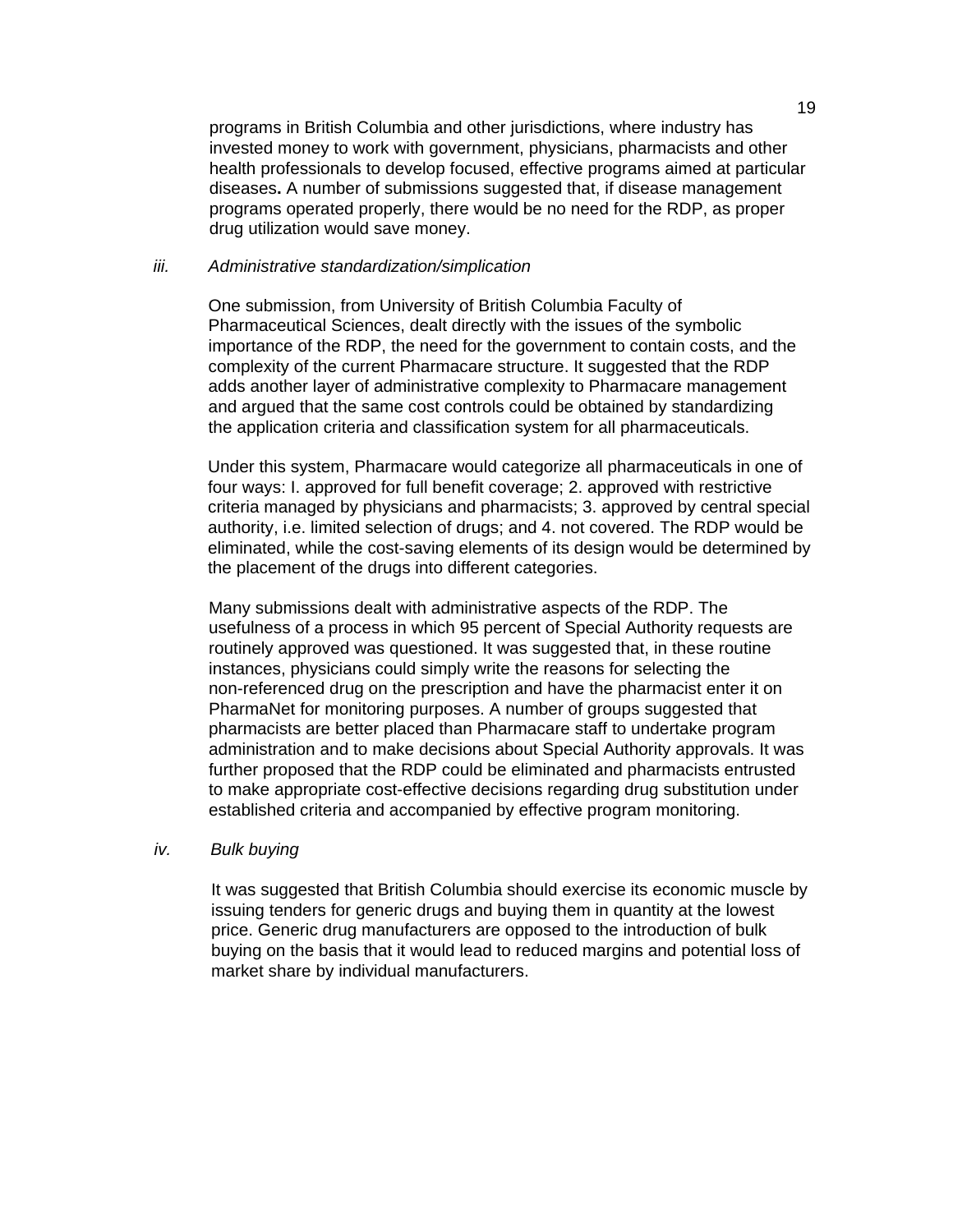programs in British Columbia and other jurisdictions, where industry has invested money to work with government, physicians, pharmacists and other health professionals to develop focused, effective programs aimed at particular diseases**.** A number of submissions suggested that, if disease management programs operated properly, there would be no need for the RDP, as proper drug utilization would save money.

*iii. Administrative standardization/simplication*

One submission, from University of British Columbia Faculty of Pharmaceutical Sciences, dealt directly with the issues of the symbolic importance of the RDP, the need for the government to contain costs, and the complexity of the current Pharmacare structure. It suggested that the RDP adds another layer of administrative complexity to Pharmacare management and argued that the same cost controls could be obtained by standardizing the application criteria and classification system for all pharmaceuticals.

Under this system, Pharmacare would categorize all pharmaceuticals in one of four ways: I. approved for full benefit coverage; 2. approved with restrictive criteria managed by physicians and pharmacists; 3. approved by central special authority, i.e. limited selection of drugs; and 4. not covered. The RDP would be eliminated, while the cost-saving elements of its design would be determined by the placement of the drugs into different categories.

Many submissions dealt with administrative aspects of the RDP. The usefulness of a process in which 95 percent of Special Authority requests are routinely approved was questioned. It was suggested that, in these routine instances, physicians could simply write the reasons for selecting the non-referenced drug on the prescription and have the pharmacist enter it on PharmaNet for monitoring purposes. A number of groups suggested that pharmacists are better placed than Pharmacare staff to undertake program administration and to make decisions about Special Authority approvals. It was further proposed that the RDP could be eliminated and pharmacists entrusted to make appropriate cost-effective decisions regarding drug substitution under established criteria and accompanied by effective program monitoring.

*iv. Bulk buying*

It was suggested that British Columbia should exercise its economic muscle by issuing tenders for generic drugs and buying them in quantity at the lowest price. Generic drug manufacturers are opposed to the introduction of bulk buying on the basis that it would lead to reduced margins and potential loss of market share by individual manufacturers.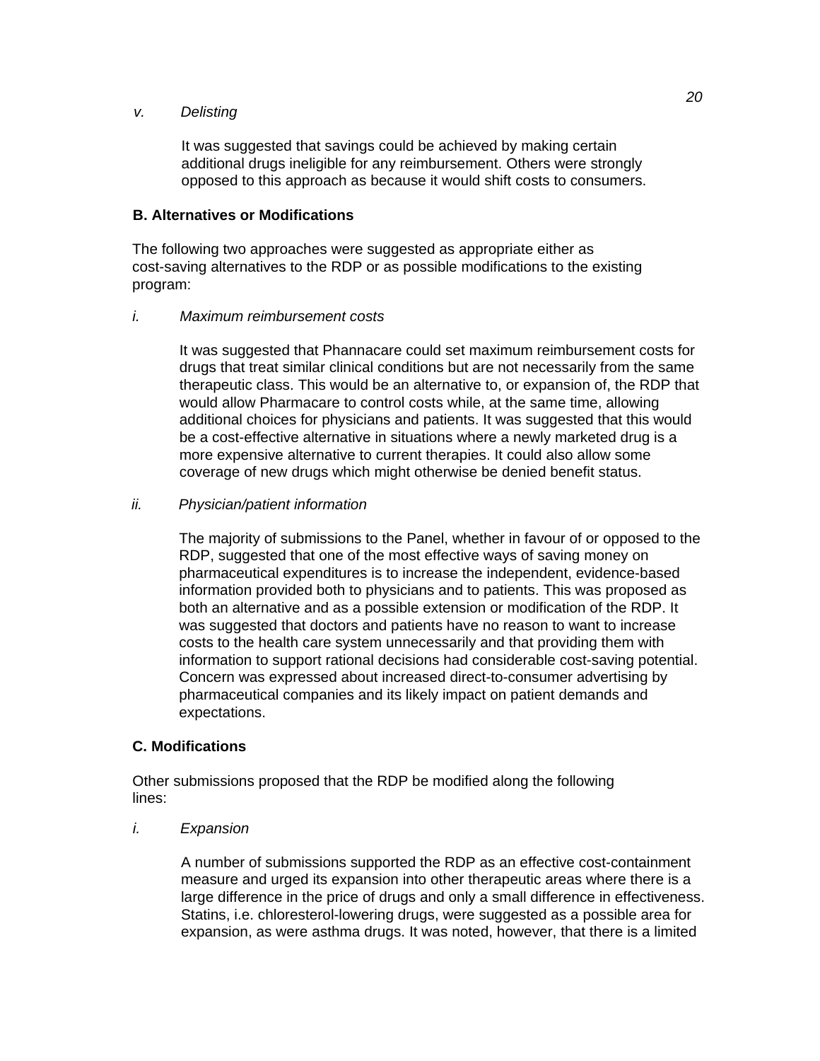*v. Delisting*

It was suggested that savings could be achieved by making certain additional drugs ineligible for any reimbursement. Others were strongly opposed to this approach as because it would shift costs to consumers.

**B. Alternatives or Modifications**

The following two approaches were suggested as appropriate either as cost-saving alternatives to the RDP or as possible modifications to the existing program:

*i. Maximum reimbursement costs*

It was suggested that Phannacare could set maximum reimbursement costs for drugs that treat similar clinical conditions but are not necessarily from the same therapeutic class. This would be an alternative to, or expansion of, the RDP that would allow Pharmacare to control costs while, at the same time, allowing additional choices for physicians and patients. It was suggested that this would be a cost-effective alternative in situations where a newly marketed drug is a more expensive alternative to current therapies. It could also allow some coverage of new drugs which might otherwise be denied benefit status.

*ii. Physician/patient information*

The majority of submissions to the Panel, whether in favour of or opposed to the RDP, suggested that one of the most effective ways of saving money on pharmaceutical expenditures is to increase the independent, evidence-based information provided both to physicians and to patients. This was proposed as both an alternative and as a possible extension or modification of the RDP. It was suggested that doctors and patients have no reason to want to increase costs to the health care system unnecessarily and that providing them with information to support rational decisions had considerable cost-saving potential. Concern was expressed about increased direct-to-consumer advertising by pharmaceutical companies and its likely impact on patient demands and expectations.

**C. Modifications**

Other submissions proposed that the RDP be modified along the following lines:

*i. Expansion*

A number of submissions supported the RDP as an effective cost-containment measure and urged its expansion into other therapeutic areas where there is a large difference in the price of drugs and only a small difference in effectiveness. Statins, i.e. chloresterol-lowering drugs, were suggested as a possible area for expansion, as were asthma drugs. It was noted, however, that there is a limited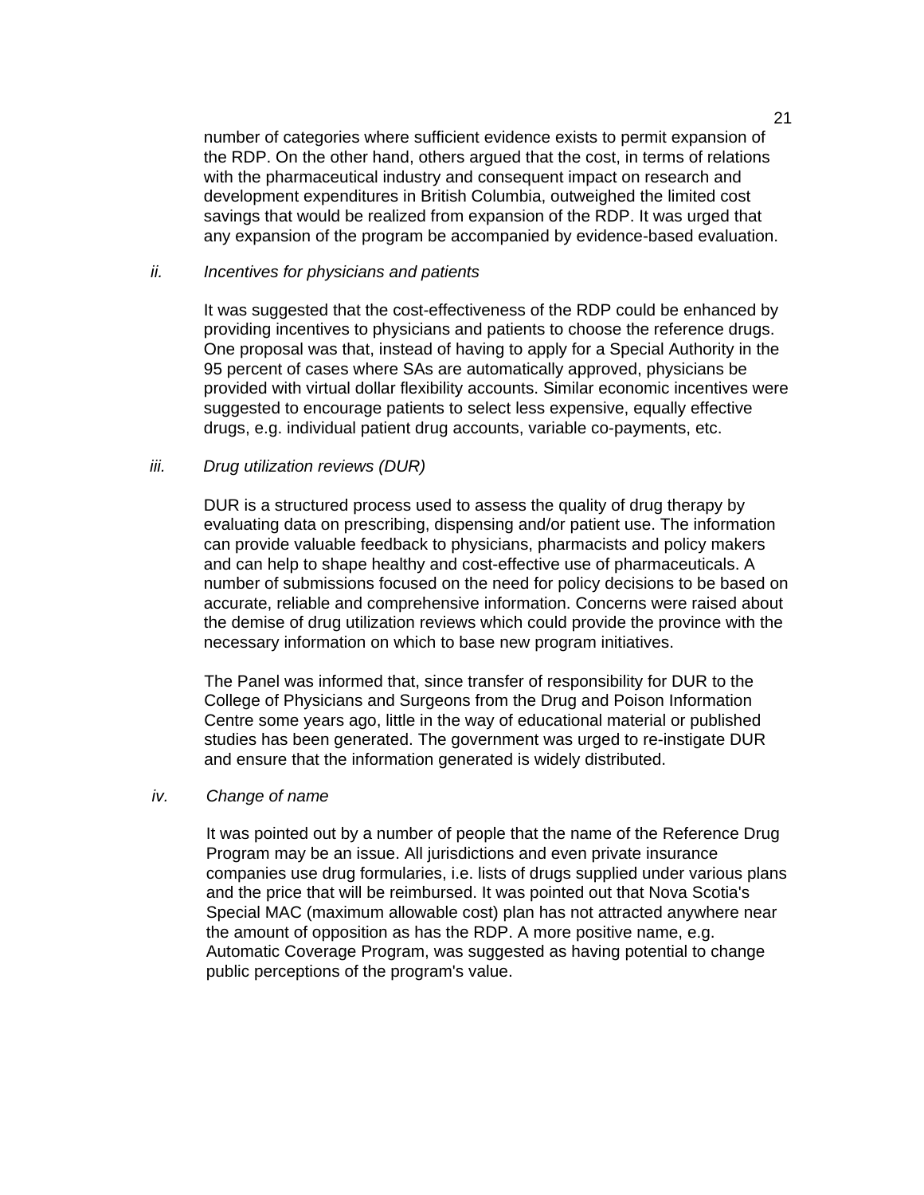number of categories where sufficient evidence exists to permit expansion of the RDP. On the other hand, others argued that the cost, in terms of relations with the pharmaceutical industry and consequent impact on research and development expenditures in British Columbia, outweighed the limited cost savings that would be realized from expansion of the RDP. It was urged that any expansion of the program be accompanied by evidence-based evaluation.

*ii. Incentives for physicians and patients*

It was suggested that the cost-effectiveness of the RDP could be enhanced by providing incentives to physicians and patients to choose the reference drugs. One proposal was that, instead of having to apply for a Special Authority in the 95 percent of cases where SAs are automatically approved, physicians be provided with virtual dollar flexibility accounts. Similar economic incentives were suggested to encourage patients to select less expensive, equally effective drugs, e.g. individual patient drug accounts, variable co-payments, etc.

*iii. Drug utilization reviews (DUR)*

DUR is a structured process used to assess the quality of drug therapy by evaluating data on prescribing, dispensing and/or patient use. The information can provide valuable feedback to physicians, pharmacists and policy makers and can help to shape healthy and cost-effective use of pharmaceuticals. A number of submissions focused on the need for policy decisions to be based on accurate, reliable and comprehensive information. Concerns were raised about the demise of drug utilization reviews which could provide the province with the necessary information on which to base new program initiatives.

The Panel was informed that, since transfer of responsibility for DUR to the College of Physicians and Surgeons from the Drug and Poison Information Centre some years ago, little in the way of educational material or published studies has been generated. The government was urged to re-instigate DUR and ensure that the information generated is widely distributed.

*iv. Change of name*

It was pointed out by a number of people that the name of the Reference Drug Program may be an issue. All jurisdictions and even private insurance companies use drug formularies, i.e. lists of drugs supplied under various plans and the price that will be reimbursed. It was pointed out that Nova Scotia's Special MAC (maximum allowable cost) plan has not attracted anywhere near the amount of opposition as has the RDP. A more positive name, e.g. Automatic Coverage Program, was suggested as having potential to change public perceptions of the program's value.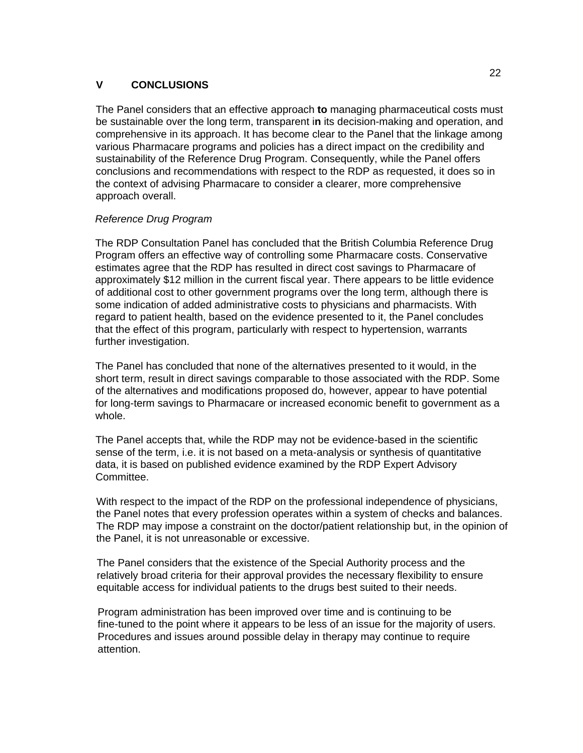# V CONCLUSIONS

The Panel considers that an effective approach **to** managing pharmaceutical costs must be sustainable over the long term, transparent i**n** its decision-making and operation, and comprehensive in its approach. It has become clear to the Panel that the linkage among various Pharmacare programs and policies has a direct impact on the credibility and sustainability of the Reference Drug Program. Consequently, while the Panel offers conclusions and recommendations with respect to the RDP as requested, it does so in the context of advising Pharmacare to consider a clearer, more comprehensive approach overall.

*Reference Drug Program*

The RDP Consultation Panel has concluded that the British Columbia Reference Drug Program offers an effective way of controlling some Pharmacare costs. Conservative estimates agree that the RDP has resulted in direct cost savings to Pharmacare of approximately $12 million in the current fiscal year. There appears to be little evidence of additional cost to other government programs over the long term, although there is some indication of added administrative costs to physicians and pharmacists. With regard to patient health, based on the evidence presented to it, the Panel concludes that the effect of this program, particularly with respect to hypertension, warrants further investigation.

The Panel has concluded that none of the alternatives presented to it would, in the short term, result in direct savings comparable to those associated with the RDP. Some of the alternatives and modifications proposed do, however, appear to have potential for long-term savings to Pharmacare or increased economic benefit to government as a whole.

The Panel accepts that, while the RDP may not be evidence-based in the scientific sense of the term, i.e. it is not based on a meta-analysis or synthesis of quantitative data, it is based on published evidence examined by the RDP Expert Advisory Committee.

With respect to the impact of the RDP on the professional independence of physicians, the Panel notes that every profession operates within a system of checks and balances. The RDP may impose a constraint on the doctor/patient relationship but, in the opinion of the Panel, it is not unreasonable or excessive.

The Panel considers that the existence of the Special Authority process and the relatively broad criteria for their approval provides the necessary flexibility to ensure equitable access for individual patients to the drugs best suited to their needs.

Program administration has been improved over time and is continuing to be fine-tuned to the point where it appears to be less of an issue for the majority of users. Procedures and issues around possible delay in therapy may continue to require attention.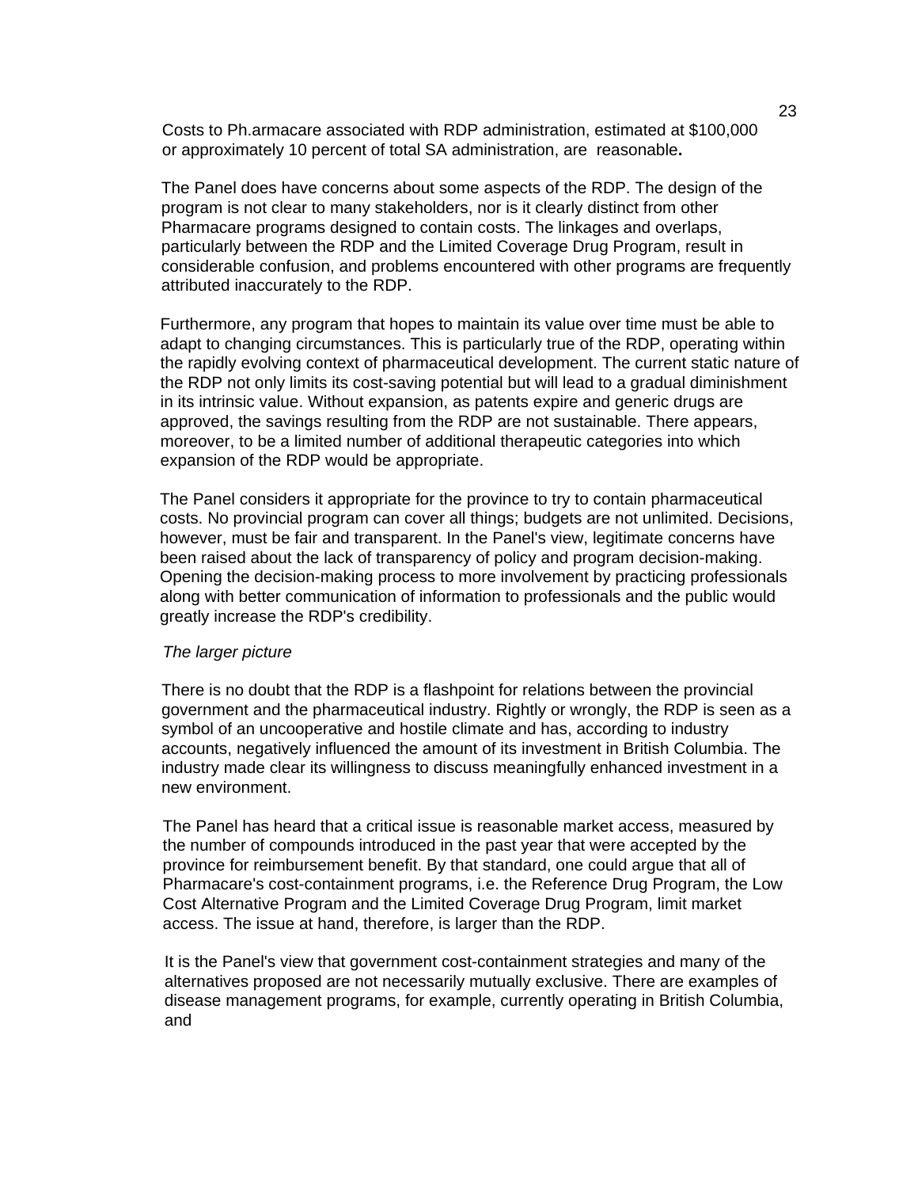Costs to Ph.armacare associated with RDP administration, estimated at $100,000 or approximately 10 percent of total SA administration, are reasonable**.**

The Panel does have concerns about some aspects of the RDP. The design of the program is not clear to many stakeholders, nor is it clearly distinct from other Pharmacare programs designed to contain costs. The linkages and overlaps, particularly between the RDP and the Limited Coverage Drug Program, result in considerable confusion, and problems encountered with other programs are frequently attributed inaccurately to the RDP.

Furthermore, any program that hopes to maintain its value over time must be able to adapt to changing circumstances. This is particularly true of the RDP, operating within the rapidly evolving context of pharmaceutical development. The current static nature of the RDP not only limits its cost-saving potential but will lead to a gradual diminishment in its intrinsic value. Without expansion, as patents expire and generic drugs are approved, the savings resulting from the RDP are not sustainable. There appears, moreover, to be a limited number of additional therapeutic categories into which expansion of the RDP would be appropriate.

The Panel considers it appropriate for the province to try to contain pharmaceutical costs. No provincial program can cover all things; budgets are not unlimited. Decisions, however, must be fair and transparent. In the Panel's view, legitimate concerns have been raised about the lack of transparency of policy and program decision-making. Opening the decision-making process to more involvement by practicing professionals along with better communication of information to professionals and the public would greatly increase the RDP's credibility.

*The larger picture*

There is no doubt that the RDP is a flashpoint for relations between the provincial government and the pharmaceutical industry. Rightly or wrongly, the RDP is seen as a symbol of an uncooperative and hostile climate and has, according to industry accounts, negatively influenced the amount of its investment in British Columbia. The industry made clear its willingness to discuss meaningfully enhanced investment in a new environment.

The Panel has heard that a critical issue is reasonable market access, measured by the number of compounds introduced in the past year that were accepted by the province for reimbursement benefit. By that standard, one could argue that all of Pharmacare's cost-containment programs, i.e. the Reference Drug Program, the Low Cost Alternative Program and the Limited Coverage Drug Program, limit market access. The issue at hand, therefore, is larger than the RDP.

It is the Panel's view that government cost-containment strategies and many of the alternatives proposed are not necessarily mutually exclusive. There are examples of disease management programs, for example, currently operating in British Columbia, and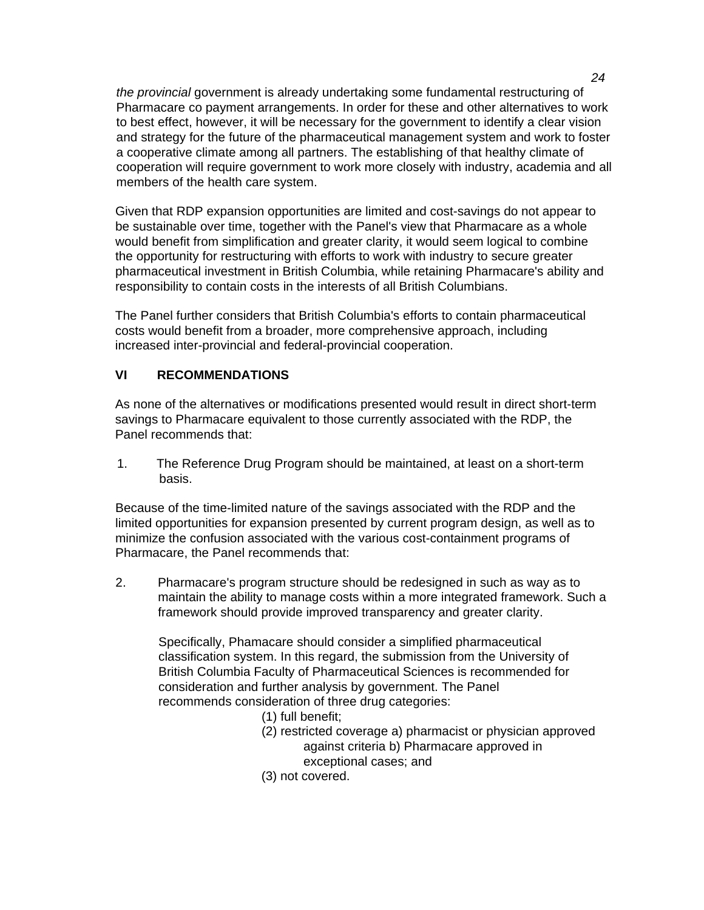*the provincial* government is already undertaking some fundamental restructuring of Pharmacare co payment arrangements. In order for these and other alternatives to work to best effect, however, it will be necessary for the government to identify a clear vision and strategy for the future of the pharmaceutical management system and work to foster a cooperative climate among all partners. The establishing of that healthy climate of cooperation will require government to work more closely with industry, academia and all members of the health care system.

Given that RDP expansion opportunities are limited and cost-savings do not appear to be sustainable over time, together with the Panel's view that Pharmacare as a whole would benefit from simplification and greater clarity, it would seem logical to combine the opportunity for restructuring with efforts to work with industry to secure greater pharmaceutical investment in British Columbia, while retaining Pharmacare's ability and responsibility to contain costs in the interests of all British Columbians.

The Panel further considers that British Columbia's efforts to contain pharmaceutical costs would benefit from a broader, more comprehensive approach, including increased inter-provincial and federal-provincial cooperation.

## VI RECOMMENDATIONS

As none of the alternatives or modifications presented would result in direct short-term savings to Pharmacare equivalent to those currently associated with the RDP, the Panel recommends that:

1. The Reference Drug Program should be maintained, at least on a short-term basis.

Because of the time-limited nature of the savings associated with the RDP and the limited opportunities for expansion presented by current program design, as well as to minimize the confusion associated with the various cost-containment programs of Pharmacare, the Panel recommends that:

2. Pharmacare's program structure should be redesigned in such as way as to maintain the ability to manage costs within a more integrated framework. Such a framework should provide improved transparency and greater clarity.

   Specifically, Phamacare should consider a simplified pharmaceutical classification system. In this regard, the submission from the University of British Columbia Faculty of Pharmaceutical Sciences is recommended for consideration and further analysis by government. The Panel recommends consideration of three drug categories:

   (1) full benefit;
   (2) restricted coverage a) pharmacist or physician approved against criteria b) Pharmacare approved in exceptional cases; and
   (3) not covered.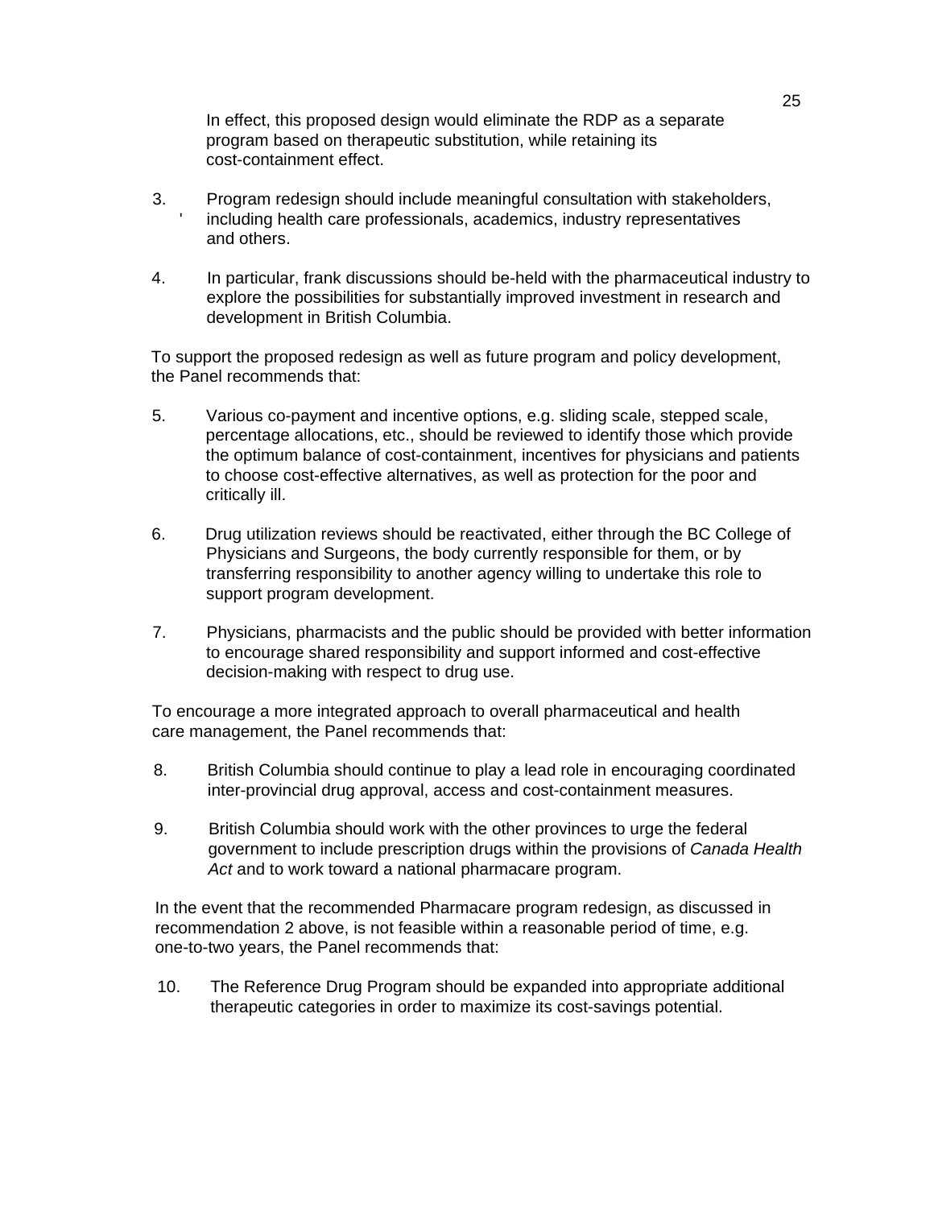In effect, this proposed design would eliminate the RDP as a separate program based on therapeutic substitution, while retaining its cost-containment effect.

3. Program redesign should include meaningful consultation with stakeholders, including health care professionals, academics, industry representatives and others.

4. In particular, frank discussions should be-held with the pharmaceutical industry to explore the possibilities for substantially improved investment in research and development in British Columbia.

To support the proposed redesign as well as future program and policy development, the Panel recommends that:

5. Various co-payment and incentive options, e.g. sliding scale, stepped scale, percentage allocations, etc., should be reviewed to identify those which provide the optimum balance of cost-containment, incentives for physicians and patients to choose cost-effective alternatives, as well as protection for the poor and critically ill.

6. Drug utilization reviews should be reactivated, either through the BC College of Physicians and Surgeons, the body currently responsible for them, or by transferring responsibility to another agency willing to undertake this role to support program development.

7. Physicians, pharmacists and the public should be provided with better information to encourage shared responsibility and support informed and cost-effective decision-making with respect to drug use.

To encourage a more integrated approach to overall pharmaceutical and health care management, the Panel recommends that:

8. British Columbia should continue to play a lead role in encouraging coordinated inter-provincial drug approval, access and cost-containment measures.

9. British Columbia should work with the other provinces to urge the federal government to include prescription drugs within the provisions of *Canada Health Act* and to work toward a national pharmacare program.

In the event that the recommended Pharmacare program redesign, as discussed in recommendation 2 above, is not feasible within a reasonable period of time, e.g. one-to-two years, the Panel recommends that:

10. The Reference Drug Program should be expanded into appropriate additional therapeutic categories in order to maximize its cost-savings potential.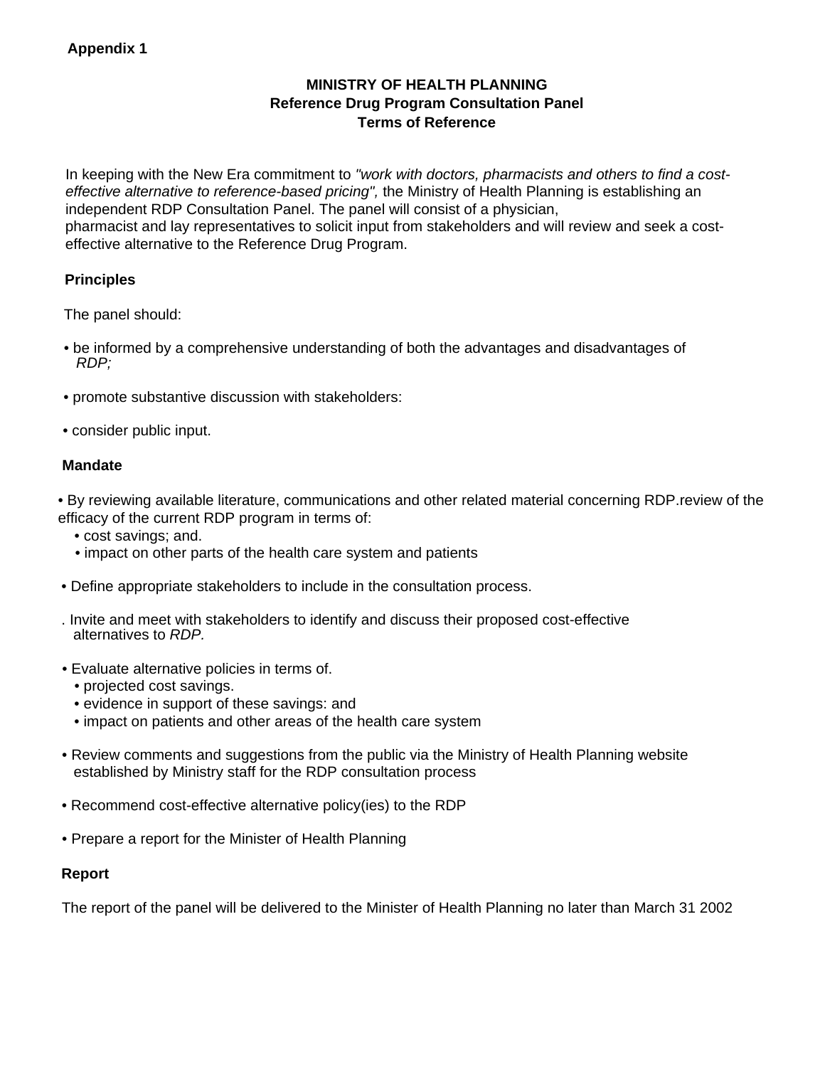**Appendix 1**

# MINISTRY OF HEALTH PLANNING
## Reference Drug Program Consultation Panel
## Terms of Reference

In keeping with the New Era commitment to *"work with doctors, pharmacists and others to find a cost-effective alternative to reference-based pricing",* the Ministry of Health Planning is establishing an independent RDP Consultation Panel. The panel will consist of a physician, pharmacist and lay representatives to solicit input from stakeholders and will review and seek a cost-effective alternative to the Reference Drug Program.

**Principles**

The panel should:

- be informed by a comprehensive understanding of both the advantages and disadvantages of *RDP;*
- promote substantive discussion with stakeholders:
- consider public input.

**Mandate**

- By reviewing available literature, communications and other related material concerning RDP.review of the efficacy of the current RDP program in terms of:
  - cost savings; and.
  - impact on other parts of the health care system and patients
- Define appropriate stakeholders to include in the consultation process.

. Invite and meet with stakeholders to identify and discuss their proposed cost-effective alternatives to *RDP.*

- Evaluate alternative policies in terms of.
  - projected cost savings.
  - evidence in support of these savings: and
  - impact on patients and other areas of the health care system
- Review comments and suggestions from the public via the Ministry of Health Planning website established by Ministry staff for the RDP consultation process
- Recommend cost-effective alternative policy(ies) to the RDP
- Prepare a report for the Minister of Health Planning

**Report**

The report of the panel will be delivered to the Minister of Health Planning no later than March 31 2002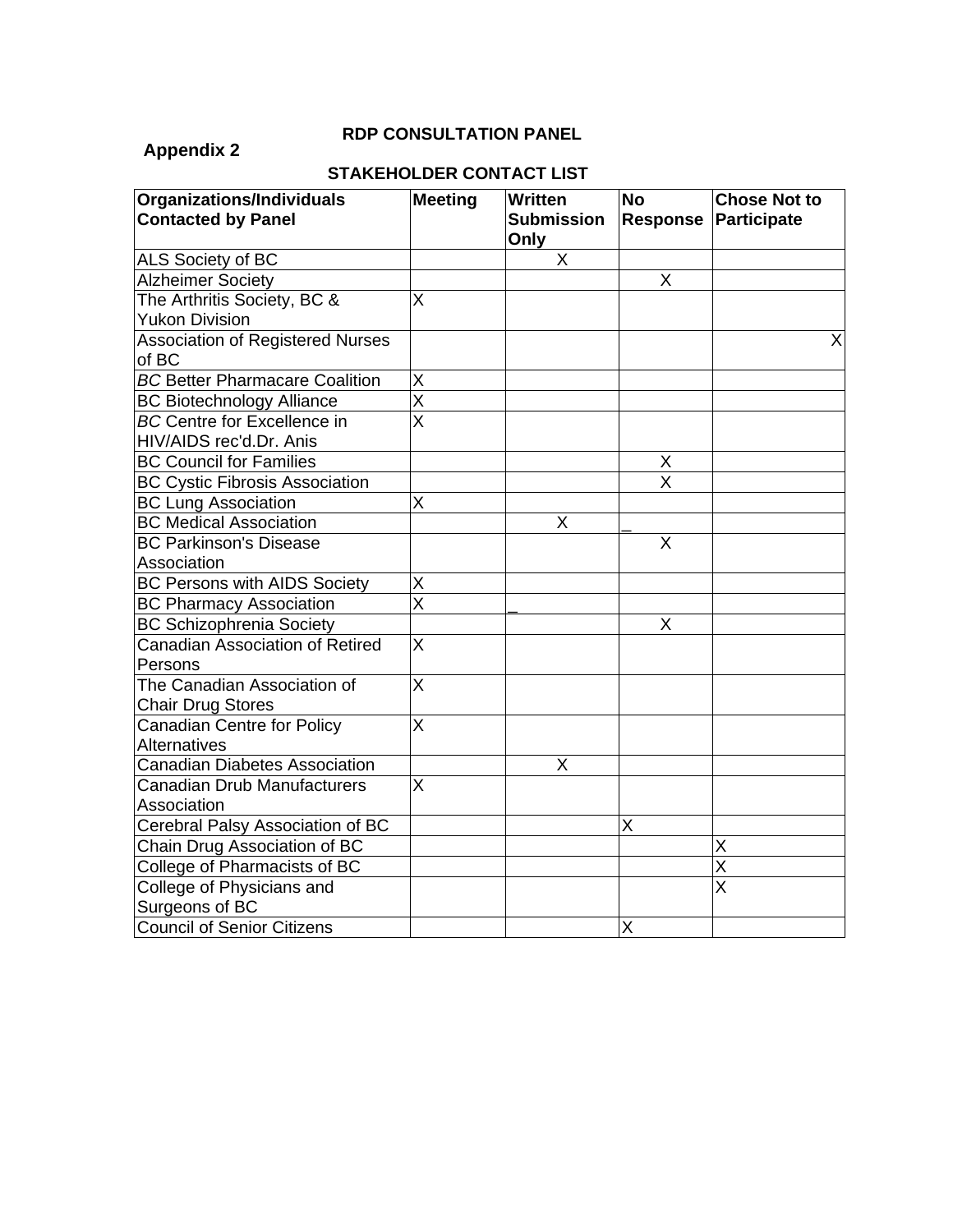**Appendix 2**

**RDP CONSULTATION PANEL**

**STAKEHOLDER CONTACT LIST**

| Organizations/Individuals Contacted by Panel | Meeting | Written Submission Only | No Response | Chose Not to Participate |
|---|---|---|---|---|
| ALS Society of BC | | X | | |
| Alzheimer Society | | | X | |
| The Arthritis Society, BC & Yukon Division | X | | | |
| Association of Registered Nurses of BC | | | | X |
| *BC* Better Pharmacare Coalition | X | | | |
| BC Biotechnology Alliance | X | | | |
| *BC* Centre for Excellence in HIV/AIDS rec'd.Dr. Anis | X | | | |
| BC Council for Families | | | X | |
| BC Cystic Fibrosis Association | | | X | |
| BC Lung Association | X | | | |
| BC Medical Association | | X | _ | |
| BC Parkinson's Disease Association | | | X | |
| BC Persons with AIDS Society | X | | | |
| BC Pharmacy Association | X | _ | | |
| BC Schizophrenia Society | | | X | |
| Canadian Association of Retired Persons | X | | | |
| The Canadian Association of Chair Drug Stores | X | | | |
| Canadian Centre for Policy Alternatives | X | | | |
| Canadian Diabetes Association | | X | | |
| Canadian Drub Manufacturers Association | X | | | |
| Cerebral Palsy Association of BC | | | X | |
| Chain Drug Association of BC | | | | X |
| College of Pharmacists of BC | | | | X |
| College of Physicians and Surgeons of BC | | | | X |
| Council of Senior Citizens | | | X | |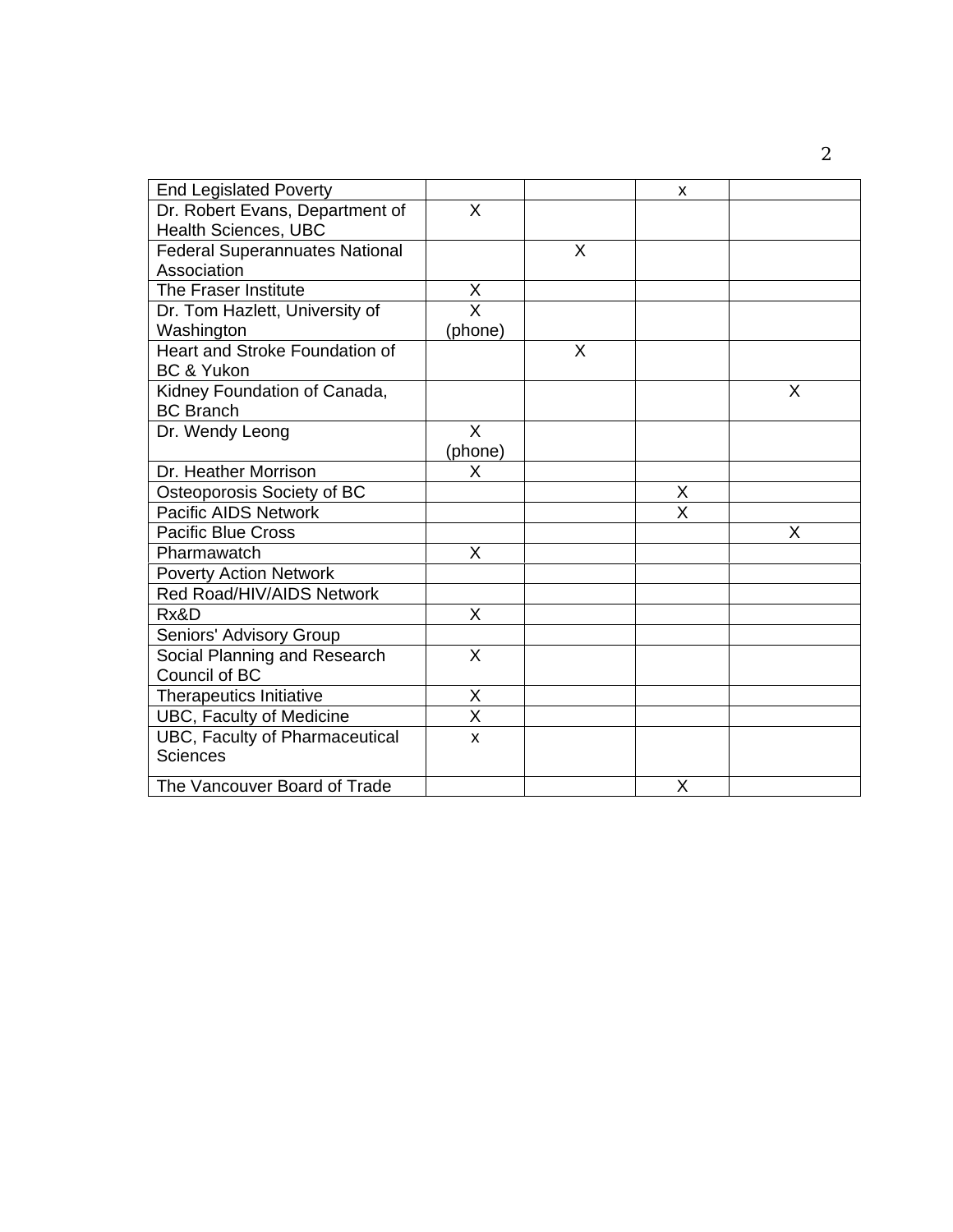| | | | | |
|---|---|---|---|---|
| End Legislated Poverty | | | x | |
| Dr. Robert Evans, Department of Health Sciences, UBC | X | | | |
| Federal Superannuates National Association | | X | | |
| The Fraser Institute | X | | | |
| Dr. Tom Hazlett, University of Washington | X (phone) | | | |
| Heart and Stroke Foundation of BC & Yukon | | X | | |
| Kidney Foundation of Canada, BC Branch | | | | X |
| Dr. Wendy Leong | X (phone) | | | |
| Dr. Heather Morrison | X | | | |
| Osteoporosis Society of BC | | | X | |
| Pacific AIDS Network | | | X | |
| Pacific Blue Cross | | | | X |
| Pharmawatch | X | | | |
| Poverty Action Network | | | | |
| Red Road/HIV/AIDS Network | | | | |
| Rx&D | X | | | |
| Seniors' Advisory Group | | | | |
| Social Planning and Research Council of BC | X | | | |
| Therapeutics Initiative | X | | | |
| UBC, Faculty of Medicine | X | | | |
| UBC, Faculty of Pharmaceutical Sciences | x | | | |
| The Vancouver Board of Trade | | | X | |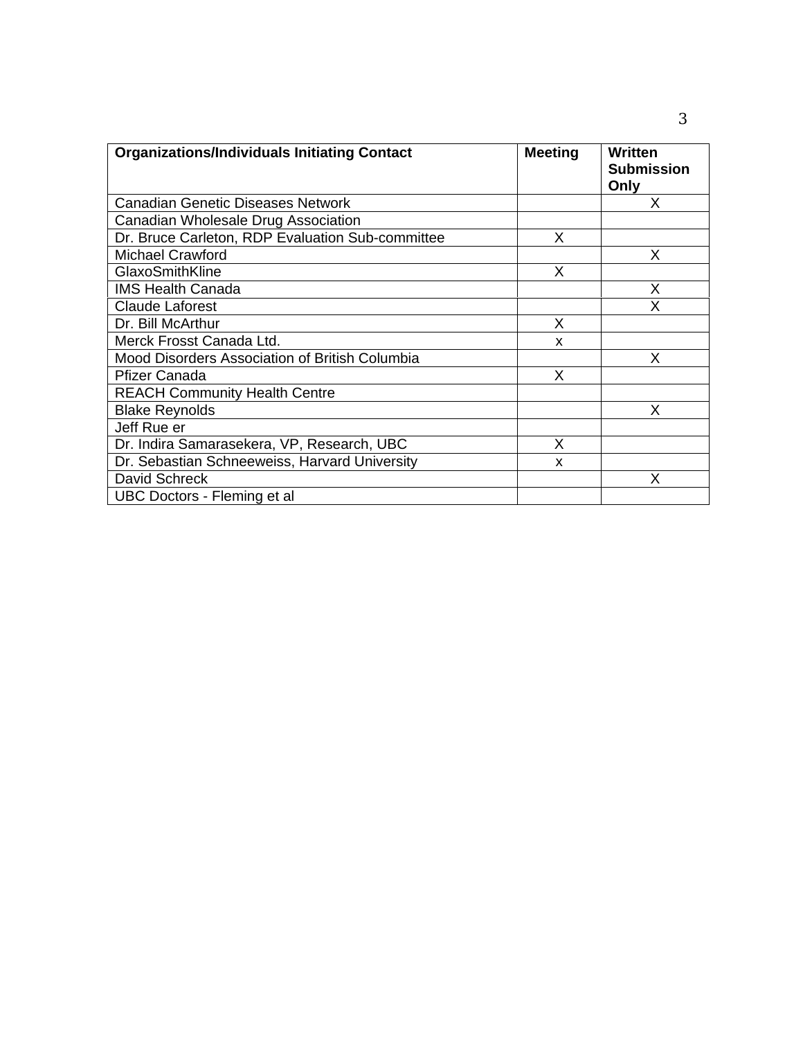| Organizations/Individuals Initiating Contact | Meeting | Written Submission Only |
| --- | --- | --- |
| Canadian Genetic Diseases Network | | X |
| Canadian Wholesale Drug Association | | |
| Dr. Bruce Carleton, RDP Evaluation Sub-committee | X | |
| Michael Crawford | | X |
| GlaxoSmithKline | X | |
| IMS Health Canada | | X |
| Claude Laforest | | X |
| Dr. Bill McArthur | X | |
| Merck Frosst Canada Ltd. | x | |
| Mood Disorders Association of British Columbia | | X |
| Pfizer Canada | X | |
| REACH Community Health Centre | | |
| Blake Reynolds | | X |
| Jeff Rue er | | |
| Dr. Indira Samarasekera, VP, Research, UBC | X | |
| Dr. Sebastian Schneeweiss, Harvard University | x | |
| David Schreck | | X |
| UBC Doctors - Fleming et al | | |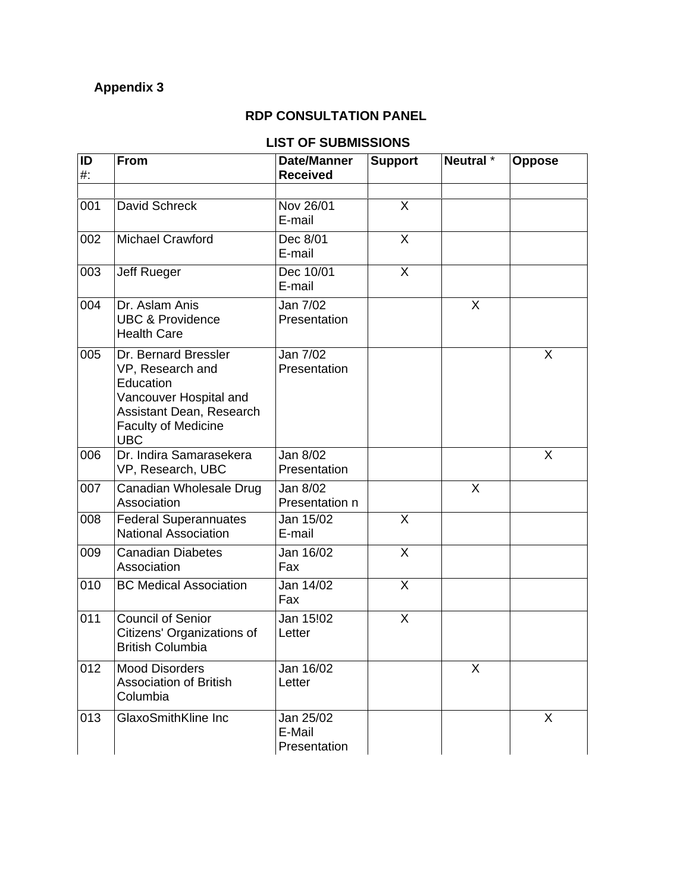**Appendix 3**

## RDP CONSULTATION PANEL

### LIST OF SUBMISSIONS

| ID #: | From | Date/Manner Received | Support | Neutral * | Oppose |
|---|---|---|---|---|---|
| | | | | | |
| 001 | David Schreck | Nov 26/01 E-mail | X | | |
| 002 | Michael Crawford | Dec 8/01 E-mail | X | | |
| 003 | Jeff Rueger | Dec 10/01 E-mail | X | | |
| 004 | Dr. Aslam Anis UBC & Providence Health Care | Jan 7/02 Presentation | | X | |
| 005 | Dr. Bernard Bressler VP, Research and Education Vancouver Hospital and Assistant Dean, Research Faculty of Medicine UBC | Jan 7/02 Presentation | | | X |
| 006 | Dr. Indira Samarasekera VP, Research, UBC | Jan 8/02 Presentation | | | X |
| 007 | Canadian Wholesale Drug Association | Jan 8/02 Presentation n | | X | |
| 008 | Federal Superannuates National Association | Jan 15/02 E-mail | X | | |
| 009 | Canadian Diabetes Association | Jan 16/02 Fax | X | | |
| 010 | BC Medical Association | Jan 14/02 Fax | X | | |
| 011 | Council of Senior Citizens' Organizations of British Columbia | Jan 15!02 Letter | X | | |
| 012 | Mood Disorders Association of British Columbia | Jan 16/02 Letter | | X | |
| 013 | GlaxoSmithKline Inc | Jan 25/02 E-Mail Presentation | | | X |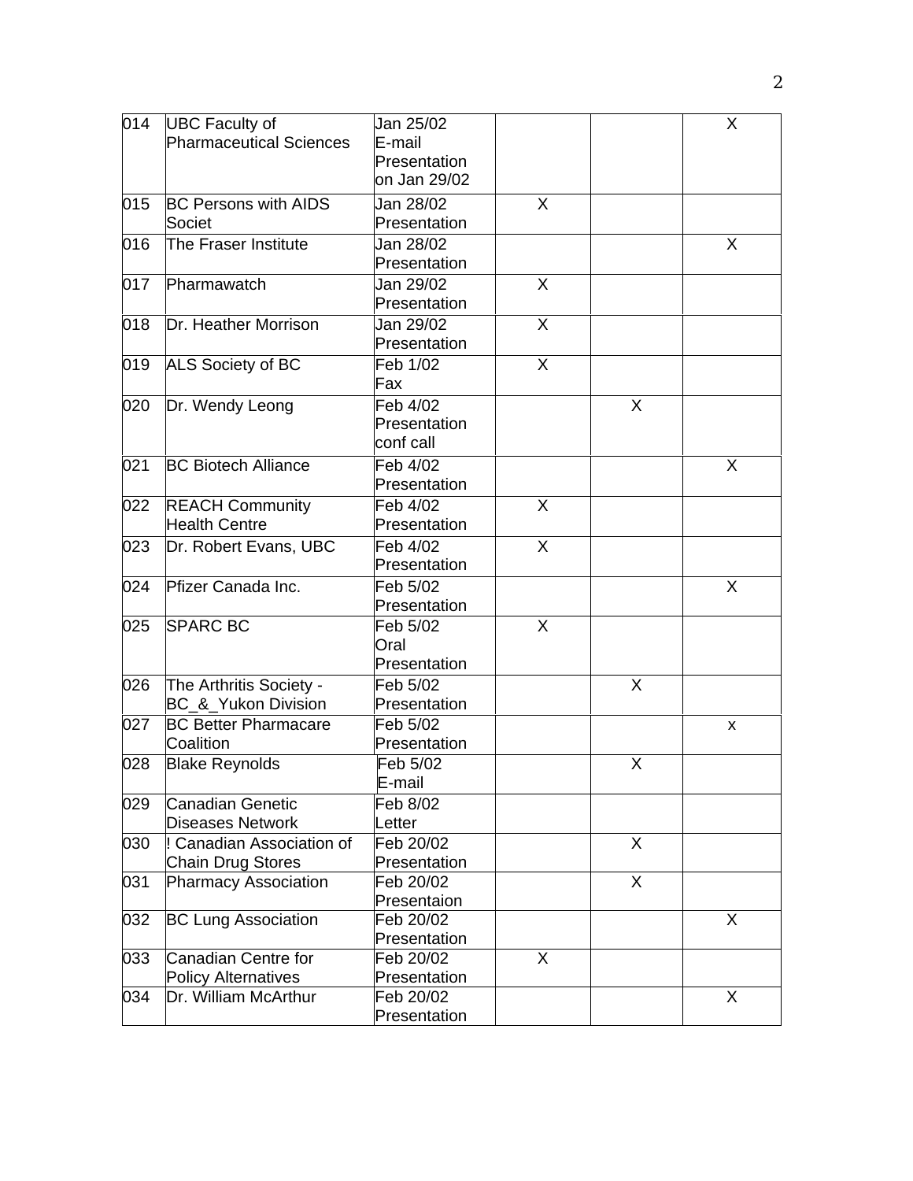| | | | | | |
|---|---|---|---|---|---|
| 014 | UBC Faculty of Pharmaceutical Sciences | Jan 25/02 E-mail Presentation on Jan 29/02 | | | X |
| 015 | BC Persons with AIDS Societ | Jan 28/02 Presentation | X | | |
| 016 | The Fraser Institute | Jan 28/02 Presentation | | | X |
| 017 | Pharmawatch | Jan 29/02 Presentation | X | | |
| 018 | Dr. Heather Morrison | Jan 29/02 Presentation | X | | |
| 019 | ALS Society of BC | Feb 1/02 Fax | X | | |
| 020 | Dr. Wendy Leong | Feb 4/02 Presentation conf call | | X | |
| 021 | BC Biotech Alliance | Feb 4/02 Presentation | | | X |
| 022 | REACH Community Health Centre | Feb 4/02 Presentation | X | | |
| 023 | Dr. Robert Evans, UBC | Feb 4/02 Presentation | X | | |
| 024 | Pfizer Canada Inc. | Feb 5/02 Presentation | | | X |
| 025 | SPARC BC | Feb 5/02 Oral Presentation | X | | |
| 026 | The Arthritis Society - BC_&_Yukon Division | Feb 5/02 Presentation | | X | |
| 027 | BC Better Pharmacare Coalition | Feb 5/02 Presentation | | | x |
| 028 | Blake Reynolds | Feb 5/02 E-mail | | X | |
| 029 | Canadian Genetic Diseases Network | Feb 8/02 Letter | | | |
| 030 | ! Canadian Association of Chain Drug Stores | Feb 20/02 Presentation | | X | |
| 031 | Pharmacy Association | Feb 20/02 Presentaion | | X | |
| 032 | BC Lung Association | Feb 20/02 Presentation | | | X |
| 033 | Canadian Centre for Policy Alternatives | Feb 20/02 Presentation | X | | |
| 034 | Dr. William McArthur | Feb 20/02 Presentation | | | X |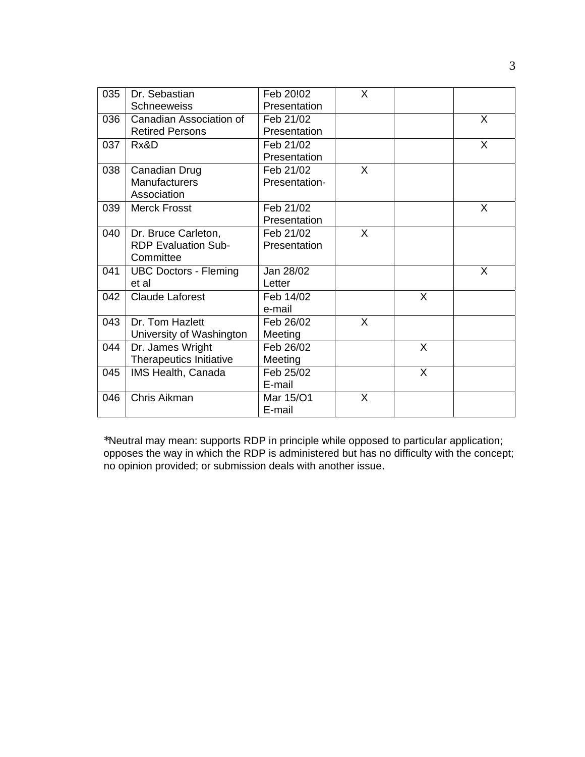| | | | | | |
|---|---|---|---|---|---|
| 035 | Dr. Sebastian Schneeweiss | Feb 20!02 Presentation | X | | |
| 036 | Canadian Association of Retired Persons | Feb 21/02 Presentation | | | X |
| 037 | Rx&D | Feb 21/02 Presentation | | | X |
| 038 | Canadian Drug Manufacturers Association | Feb 21/02 Presentation- | X | | |
| 039 | Merck Frosst | Feb 21/02 Presentation | | | X |
| 040 | Dr. Bruce Carleton, RDP Evaluation Sub-Committee | Feb 21/02 Presentation | X | | |
| 041 | UBC Doctors - Fleming et al | Jan 28/02 Letter | | | X |
| 042 | Claude Laforest | Feb 14/02 e-mail | | X | |
| 043 | Dr. Tom Hazlett University of Washington | Feb 26/02 Meeting | X | | |
| 044 | Dr. James Wright Therapeutics Initiative | Feb 26/02 Meeting | | X | |
| 045 | IMS Health, Canada | Feb 25/02 E-mail | | X | |
| 046 | Chris Aikman | Mar 15/O1 E-mail | X | | |

*Neutral may mean: supports RDP in principle while opposed to particular application; opposes the way in which the RDP is administered but has no difficulty with the concept; no opinion provided; or submission deals with another issue.